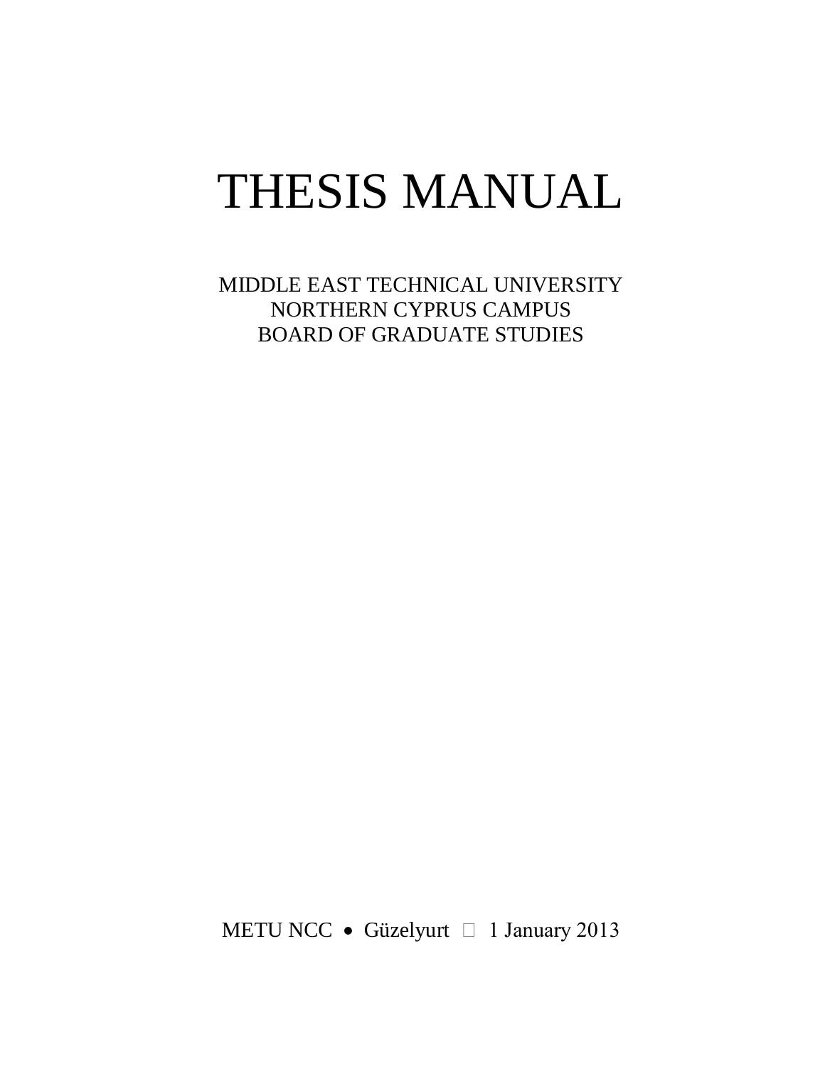# THESIS MANUAL

MIDDLE EAST TECHNICAL UNIVERSITY
NORTHERN CYPRUS CAMPUS
BOARD OF GRADUATE STUDIES

METU NCC • Güzelyurt • 1 January 2013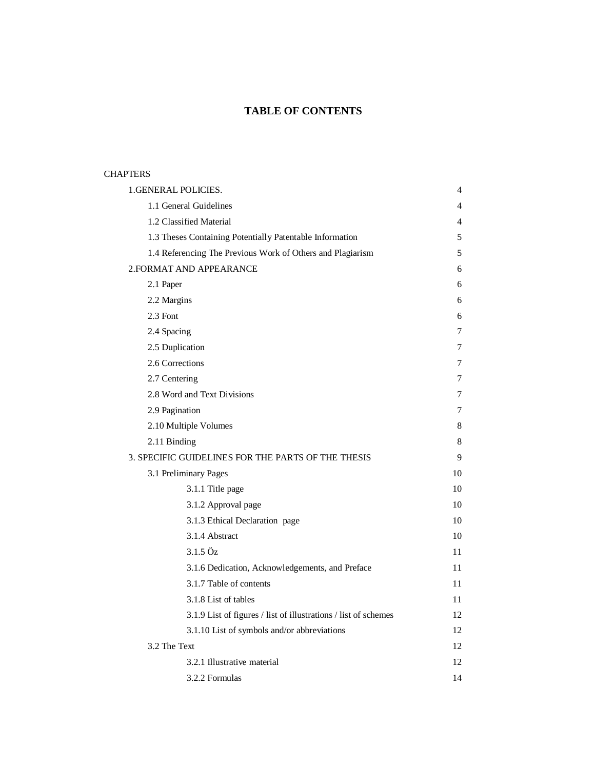# TABLE OF CONTENTS

CHAPTERS

| | |
|---|---|
| 1.GENERAL POLICIES. | 4 |
| 1.1 General Guidelines | 4 |
| 1.2 Classified Material | 4 |
| 1.3 Theses Containing Potentially Patentable Information | 5 |
| 1.4 Referencing The Previous Work of Others and Plagiarism | 5 |
| 2.FORMAT AND APPEARANCE | 6 |
| 2.1 Paper | 6 |
| 2.2 Margins | 6 |
| 2.3 Font | 6 |
| 2.4 Spacing | 7 |
| 2.5 Duplication | 7 |
| 2.6 Corrections | 7 |
| 2.7 Centering | 7 |
| 2.8 Word and Text Divisions | 7 |
| 2.9 Pagination | 7 |
| 2.10 Multiple Volumes | 8 |
| 2.11 Binding | 8 |
| 3. SPECIFIC GUIDELINES FOR THE PARTS OF THE THESIS | 9 |
| 3.1 Preliminary Pages | 10 |
| 3.1.1 Title page | 10 |
| 3.1.2 Approval page | 10 |
| 3.1.3 Ethical Declaration page | 10 |
| 3.1.4 Abstract | 10 |
| 3.1.5 Öz | 11 |
| 3.1.6 Dedication, Acknowledgements, and Preface | 11 |
| 3.1.7 Table of contents | 11 |
| 3.1.8 List of tables | 11 |
| 3.1.9 List of figures / list of illustrations / list of schemes | 12 |
| 3.1.10 List of symbols and/or abbreviations | 12 |
| 3.2 The Text | 12 |
| 3.2.1 Illustrative material | 12 |
| 3.2.2 Formulas | 14 |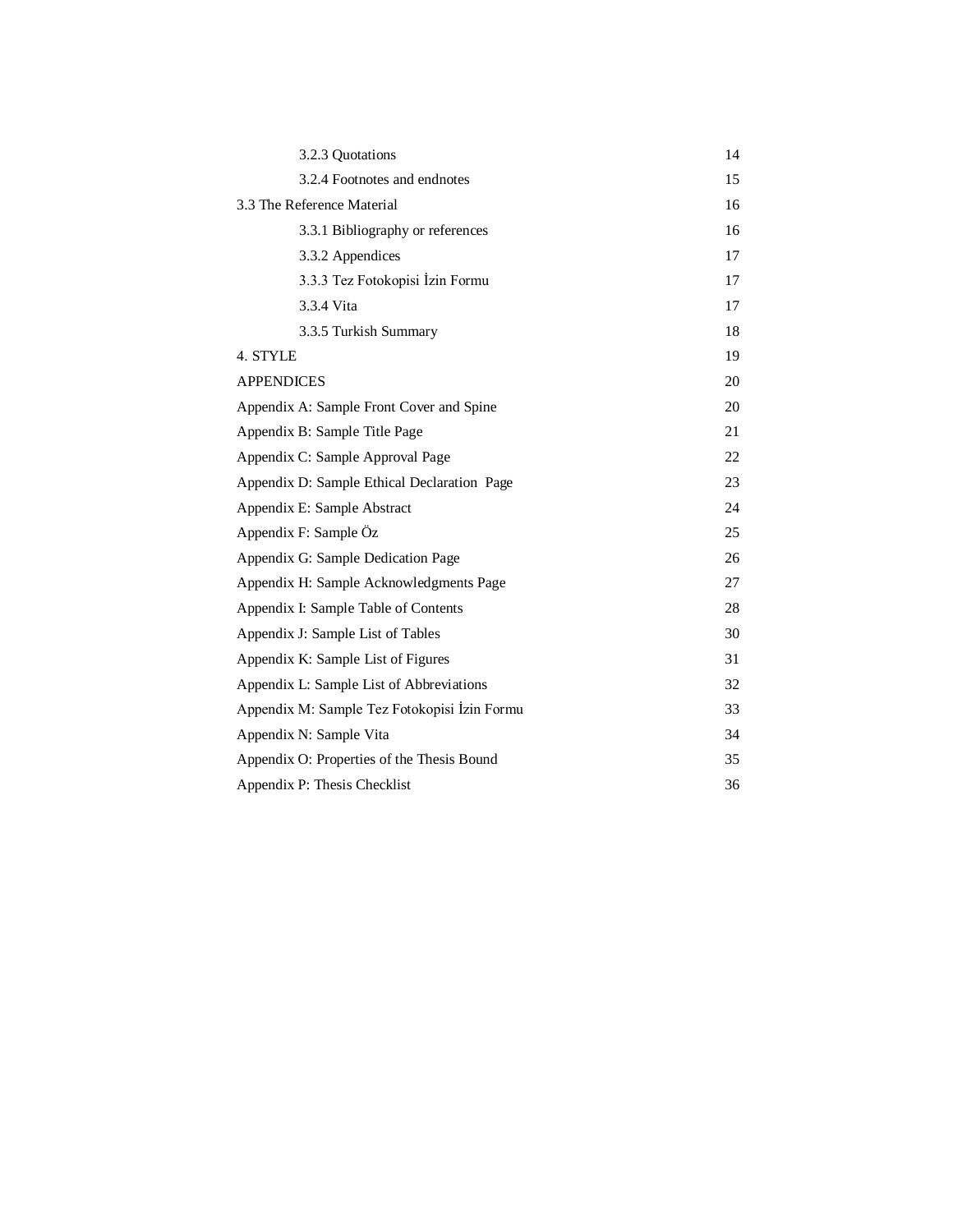| | |
|---|---|
| 3.2.3 Quotations | 14 |
| 3.2.4 Footnotes and endnotes | 15 |
| 3.3 The Reference Material | 16 |
| 3.3.1 Bibliography or references | 16 |
| 3.3.2 Appendices | 17 |
| 3.3.3 Tez Fotokopisi İzin Formu | 17 |
| 3.3.4 Vita | 17 |
| 3.3.5 Turkish Summary | 18 |
| 4. STYLE | 19 |
| APPENDICES | 20 |
| Appendix A: Sample Front Cover and Spine | 20 |
| Appendix B: Sample Title Page | 21 |
| Appendix C: Sample Approval Page | 22 |
| Appendix D: Sample Ethical Declaration Page | 23 |
| Appendix E: Sample Abstract | 24 |
| Appendix F: Sample Öz | 25 |
| Appendix G: Sample Dedication Page | 26 |
| Appendix H: Sample Acknowledgments Page | 27 |
| Appendix I: Sample Table of Contents | 28 |
| Appendix J: Sample List of Tables | 30 |
| Appendix K: Sample List of Figures | 31 |
| Appendix L: Sample List of Abbreviations | 32 |
| Appendix M: Sample Tez Fotokopisi İzin Formu | 33 |
| Appendix N: Sample Vita | 34 |
| Appendix O: Properties of the Thesis Bound | 35 |
| Appendix P: Thesis Checklist | 36 |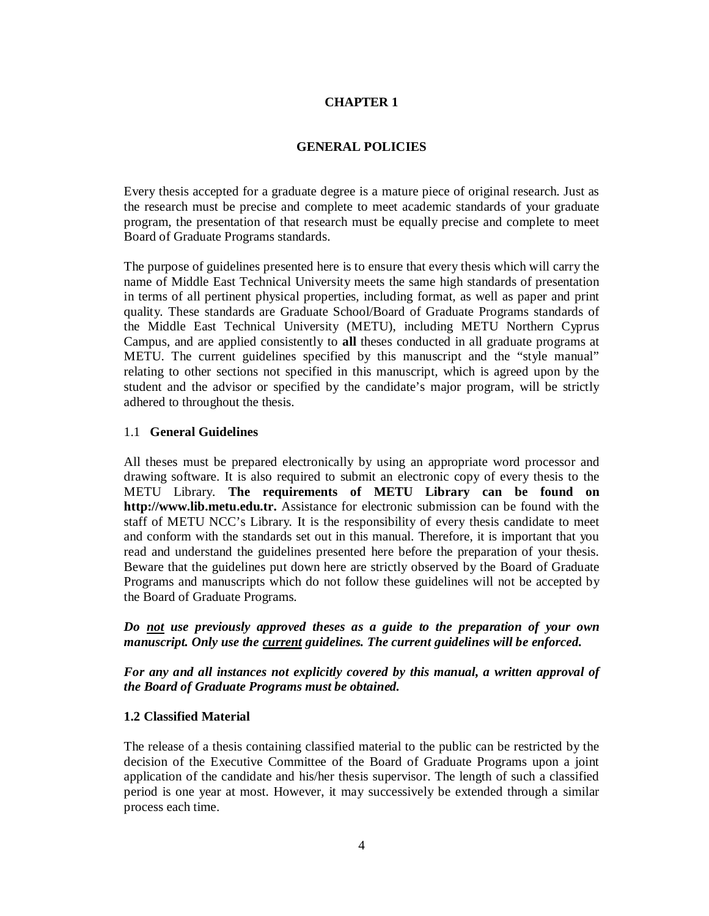# CHAPTER 1

# GENERAL POLICIES

Every thesis accepted for a graduate degree is a mature piece of original research. Just as the research must be precise and complete to meet academic standards of your graduate program, the presentation of that research must be equally precise and complete to meet Board of Graduate Programs standards.

The purpose of guidelines presented here is to ensure that every thesis which will carry the name of Middle East Technical University meets the same high standards of presentation in terms of all pertinent physical properties, including format, as well as paper and print quality. These standards are Graduate School/Board of Graduate Programs standards of the Middle East Technical University (METU), including METU Northern Cyprus Campus, and are applied consistently to **all** theses conducted in all graduate programs at METU. The current guidelines specified by this manuscript and the "style manual" relating to other sections not specified in this manuscript, which is agreed upon by the student and the advisor or specified by the candidate's major program, will be strictly adhered to throughout the thesis.

## 1.1 General Guidelines

All theses must be prepared electronically by using an appropriate word processor and drawing software. It is also required to submit an electronic copy of every thesis to the METU Library. **The requirements of METU Library can be found on http://www.lib.metu.edu.tr.** Assistance for electronic submission can be found with the staff of METU NCC's Library. It is the responsibility of every thesis candidate to meet and conform with the standards set out in this manual. Therefore, it is important that you read and understand the guidelines presented here before the preparation of your thesis. Beware that the guidelines put down here are strictly observed by the Board of Graduate Programs and manuscripts which do not follow these guidelines will not be accepted by the Board of Graduate Programs.

***Do <u>not</u> use previously approved theses as a guide to the preparation of your own manuscript. Only use the <u>current</u> guidelines. The current guidelines will be enforced.***

***For any and all instances not explicitly covered by this manual, a written approval of the Board of Graduate Programs must be obtained.***

## 1.2 Classified Material

The release of a thesis containing classified material to the public can be restricted by the decision of the Executive Committee of the Board of Graduate Programs upon a joint application of the candidate and his/her thesis supervisor. The length of such a classified period is one year at most. However, it may successively be extended through a similar process each time.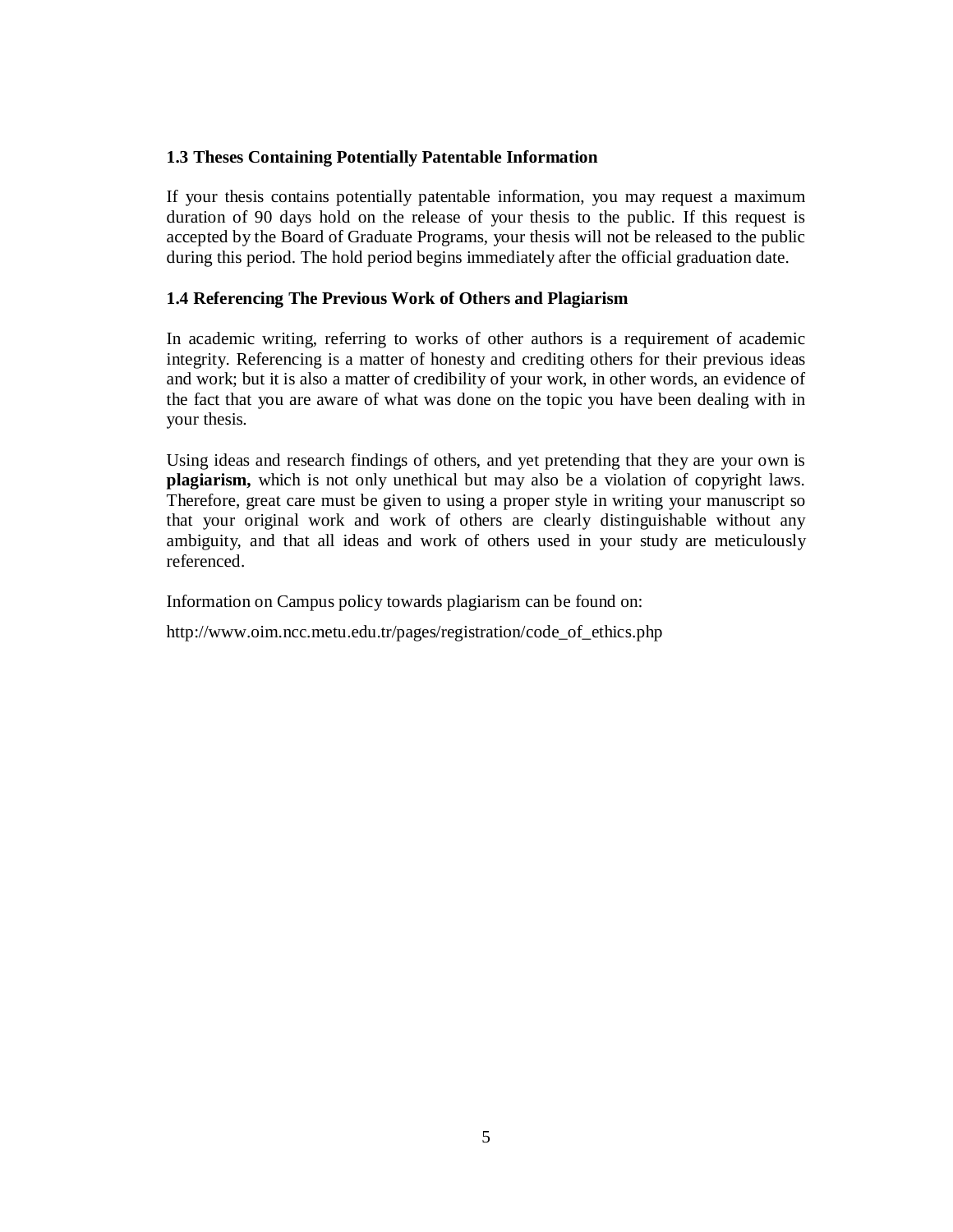### 1.3 Theses Containing Potentially Patentable Information

If your thesis contains potentially patentable information, you may request a maximum duration of 90 days hold on the release of your thesis to the public. If this request is accepted by the Board of Graduate Programs, your thesis will not be released to the public during this period. The hold period begins immediately after the official graduation date.

### 1.4 Referencing The Previous Work of Others and Plagiarism

In academic writing, referring to works of other authors is a requirement of academic integrity. Referencing is a matter of honesty and crediting others for their previous ideas and work; but it is also a matter of credibility of your work, in other words, an evidence of the fact that you are aware of what was done on the topic you have been dealing with in your thesis.

Using ideas and research findings of others, and yet pretending that they are your own is **plagiarism,** which is not only unethical but may also be a violation of copyright laws. Therefore, great care must be given to using a proper style in writing your manuscript so that your original work and work of others are clearly distinguishable without any ambiguity, and that all ideas and work of others used in your study are meticulously referenced.

Information on Campus policy towards plagiarism can be found on:

http://www.oim.ncc.metu.edu.tr/pages/registration/code_of_ethics.php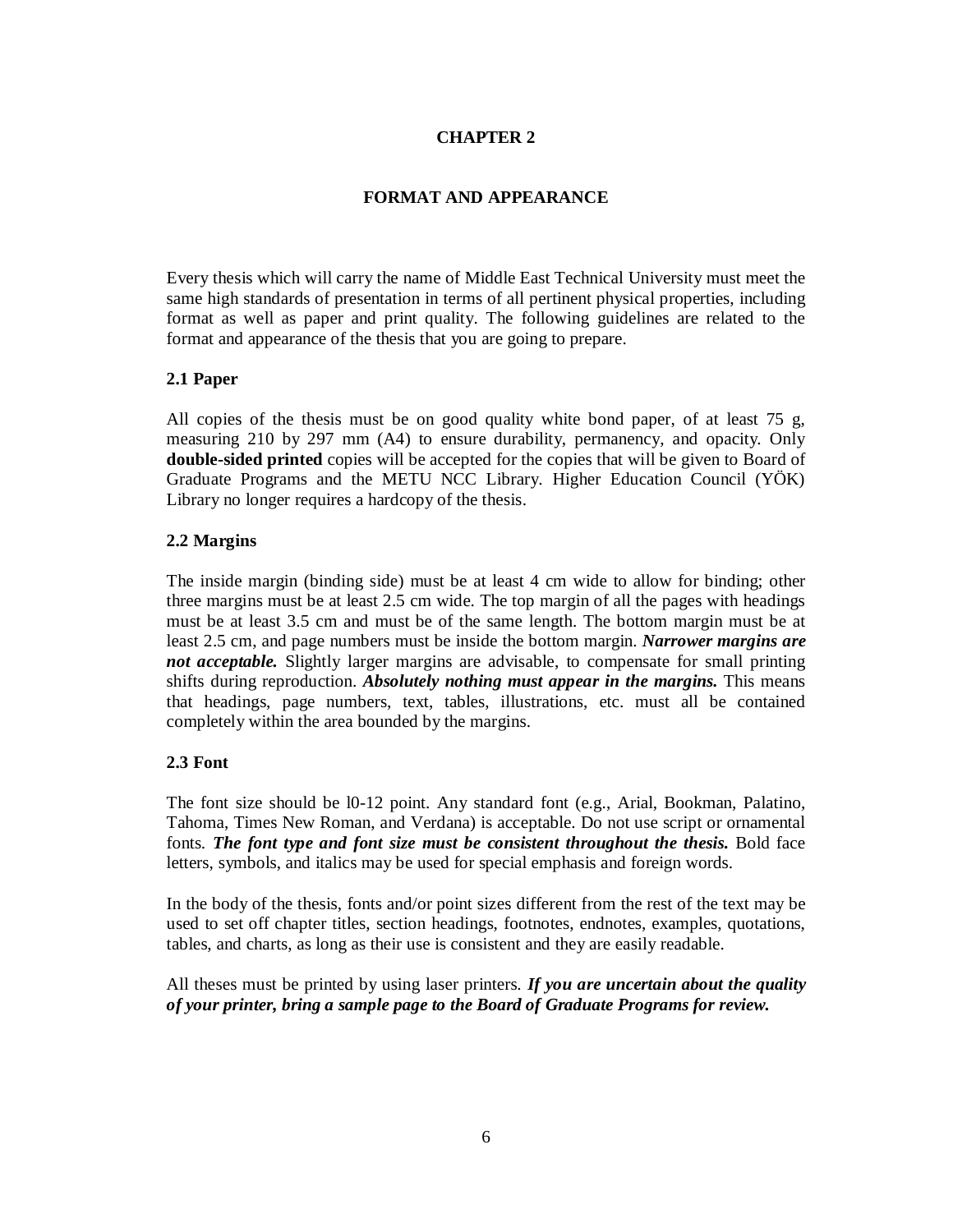# CHAPTER 2

# FORMAT AND APPEARANCE

Every thesis which will carry the name of Middle East Technical University must meet the same high standards of presentation in terms of all pertinent physical properties, including format as well as paper and print quality. The following guidelines are related to the format and appearance of the thesis that you are going to prepare.

## 2.1 Paper

All copies of the thesis must be on good quality white bond paper, of at least 75 g, measuring 210 by 297 mm (A4) to ensure durability, permanency, and opacity. Only **double-sided printed** copies will be accepted for the copies that will be given to Board of Graduate Programs and the METU NCC Library. Higher Education Council (YÖK) Library no longer requires a hardcopy of the thesis.

## 2.2 Margins

The inside margin (binding side) must be at least 4 cm wide to allow for binding; other three margins must be at least 2.5 cm wide. The top margin of all the pages with headings must be at least 3.5 cm and must be of the same length. The bottom margin must be at least 2.5 cm, and page numbers must be inside the bottom margin. ***Narrower margins are not acceptable.*** Slightly larger margins are advisable, to compensate for small printing shifts during reproduction. ***Absolutely nothing must appear in the margins.*** This means that headings, page numbers, text, tables, illustrations, etc. must all be contained completely within the area bounded by the margins.

## 2.3 Font

The font size should be l0-12 point. Any standard font (e.g., Arial, Bookman, Palatino, Tahoma, Times New Roman, and Verdana) is acceptable. Do not use script or ornamental fonts. ***The font type and font size must be consistent throughout the thesis.*** Bold face letters, symbols, and italics may be used for special emphasis and foreign words.

In the body of the thesis, fonts and/or point sizes different from the rest of the text may be used to set off chapter titles, section headings, footnotes, endnotes, examples, quotations, tables, and charts, as long as their use is consistent and they are easily readable.

All theses must be printed by using laser printers. ***If you are uncertain about the quality of your printer, bring a sample page to the Board of Graduate Programs for review.***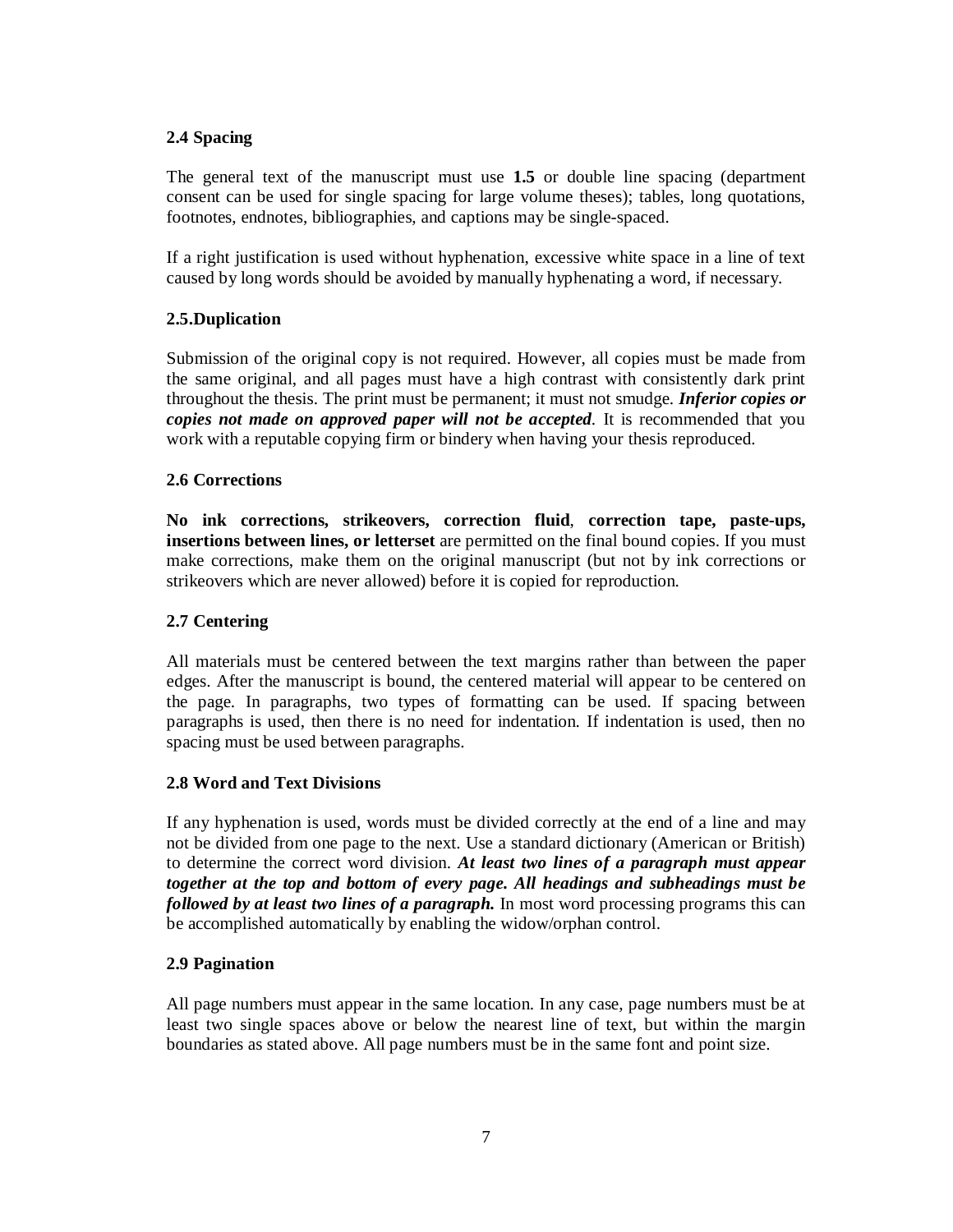### 2.4 Spacing

The general text of the manuscript must use **1.5** or double line spacing (department consent can be used for single spacing for large volume theses); tables, long quotations, footnotes, endnotes, bibliographies, and captions may be single-spaced.

If a right justification is used without hyphenation, excessive white space in a line of text caused by long words should be avoided by manually hyphenating a word, if necessary.

### 2.5.Duplication

Submission of the original copy is not required. However, all copies must be made from the same original, and all pages must have a high contrast with consistently dark print throughout the thesis. The print must be permanent; it must not smudge. ***Inferior copies or copies not made on approved paper will not be accepted***. It is recommended that you work with a reputable copying firm or bindery when having your thesis reproduced.

### 2.6 Corrections

**No ink corrections, strikeovers, correction fluid**, **correction tape, paste-ups, insertions between lines, or letterset** are permitted on the final bound copies. If you must make corrections, make them on the original manuscript (but not by ink corrections or strikeovers which are never allowed) before it is copied for reproduction.

### 2.7 Centering

All materials must be centered between the text margins rather than between the paper edges. After the manuscript is bound, the centered material will appear to be centered on the page. In paragraphs, two types of formatting can be used. If spacing between paragraphs is used, then there is no need for indentation. If indentation is used, then no spacing must be used between paragraphs.

### 2.8 Word and Text Divisions

If any hyphenation is used, words must be divided correctly at the end of a line and may not be divided from one page to the next. Use a standard dictionary (American or British) to determine the correct word division. ***At least two lines of a paragraph must appear together at the top and bottom of every page. All headings and subheadings must be followed by at least two lines of a paragraph.*** In most word processing programs this can be accomplished automatically by enabling the widow/orphan control.

### 2.9 Pagination

All page numbers must appear in the same location. In any case, page numbers must be at least two single spaces above or below the nearest line of text, but within the margin boundaries as stated above. All page numbers must be in the same font and point size.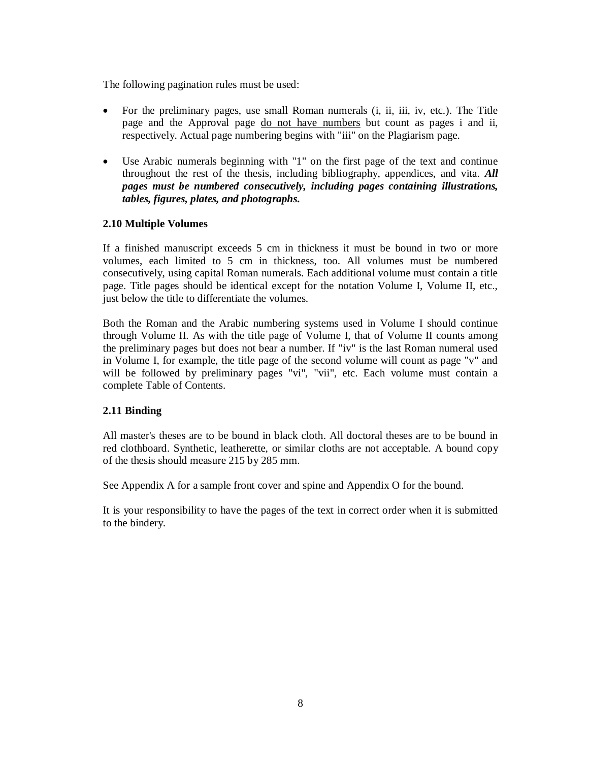The following pagination rules must be used:

- For the preliminary pages, use small Roman numerals (i, ii, iii, iv, etc.). The Title page and the Approval page <u>do not have numbers</u> but count as pages i and ii, respectively. Actual page numbering begins with "iii" on the Plagiarism page.

- Use Arabic numerals beginning with "1" on the first page of the text and continue throughout the rest of the thesis, including bibliography, appendices, and vita. ***All pages must be numbered consecutively, including pages containing illustrations, tables, figures, plates, and photographs.***

### 2.10 Multiple Volumes

If a finished manuscript exceeds 5 cm in thickness it must be bound in two or more volumes, each limited to 5 cm in thickness, too. All volumes must be numbered consecutively, using capital Roman numerals. Each additional volume must contain a title page. Title pages should be identical except for the notation Volume I, Volume II, etc., just below the title to differentiate the volumes.

Both the Roman and the Arabic numbering systems used in Volume I should continue through Volume II. As with the title page of Volume I, that of Volume II counts among the preliminary pages but does not bear a number. If "iv" is the last Roman numeral used in Volume I, for example, the title page of the second volume will count as page "v" and will be followed by preliminary pages "vi", "vii", etc. Each volume must contain a complete Table of Contents.

### 2.11 Binding

All master's theses are to be bound in black cloth. All doctoral theses are to be bound in red clothboard. Synthetic, leatherette, or similar cloths are not acceptable. A bound copy of the thesis should measure 215 by 285 mm.

See Appendix A for a sample front cover and spine and Appendix O for the bound.

It is your responsibility to have the pages of the text in correct order when it is submitted to the bindery.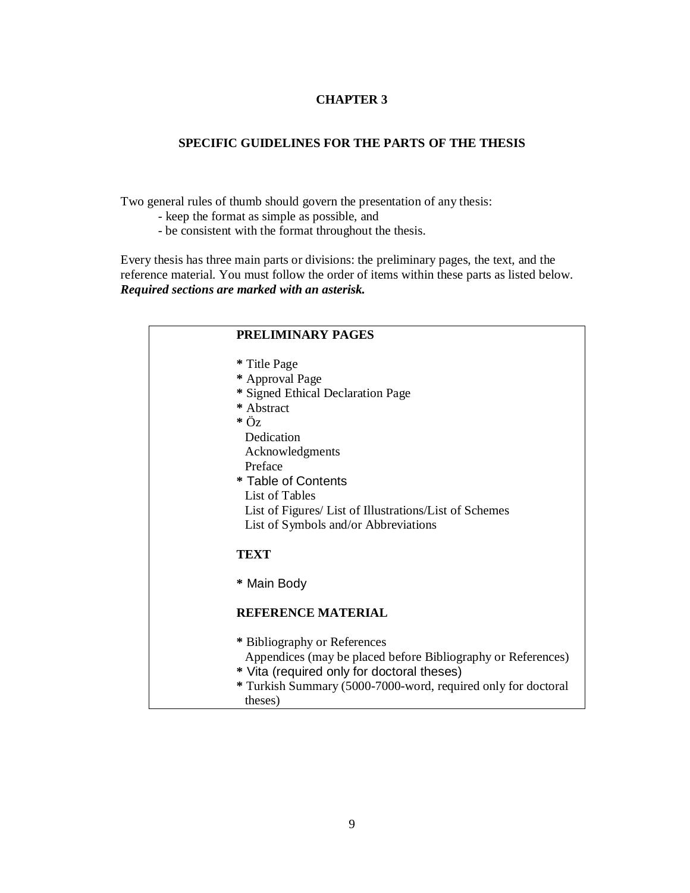# CHAPTER 3

## SPECIFIC GUIDELINES FOR THE PARTS OF THE THESIS

Two general rules of thumb should govern the presentation of any thesis:

- keep the format as simple as possible, and
- be consistent with the format throughout the thesis.

Every thesis has three main parts or divisions: the preliminary pages, the text, and the reference material. You must follow the order of items within these parts as listed below. ***Required sections are marked with an asterisk.***

**PRELIMINARY PAGES**

**\*** Title Page
**\*** Approval Page
**\*** Signed Ethical Declaration Page
**\*** Abstract
**\*** Öz
Dedication
Acknowledgments
Preface
**\*** Table of Contents
List of Tables
List of Figures/ List of Illustrations/List of Schemes
List of Symbols and/or Abbreviations

**TEXT**

**\*** Main Body

**REFERENCE MATERIAL**

**\*** Bibliography or References
Appendices (may be placed before Bibliography or References)
**\*** Vita (required only for doctoral theses)
**\*** Turkish Summary (5000-7000-word, required only for doctoral theses)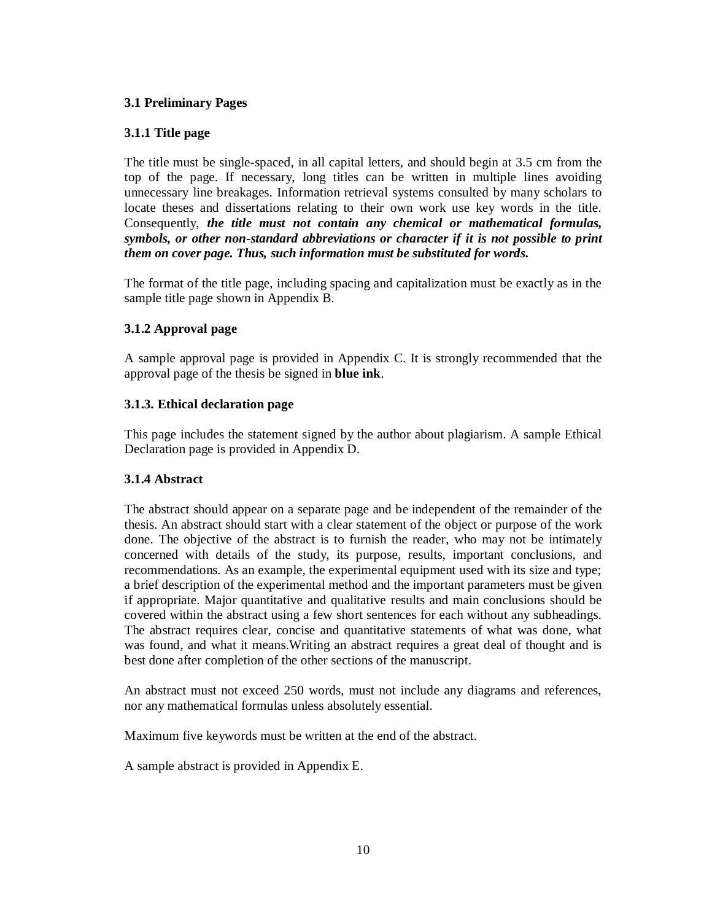### 3.1 Preliminary Pages

#### 3.1.1 Title page

The title must be single-spaced, in all capital letters, and should begin at 3.5 cm from the top of the page. If necessary, long titles can be written in multiple lines avoiding unnecessary line breakages. Information retrieval systems consulted by many scholars to locate theses and dissertations relating to their own work use key words in the title. Consequently, ***the title must not contain any chemical or mathematical formulas, symbols, or other non-standard abbreviations or character if it is not possible to print them on cover page. Thus, such information must be substituted for words.***

The format of the title page, including spacing and capitalization must be exactly as in the sample title page shown in Appendix B.

#### 3.1.2 Approval page

A sample approval page is provided in Appendix C. It is strongly recommended that the approval page of the thesis be signed in **blue ink**.

#### 3.1.3. Ethical declaration page

This page includes the statement signed by the author about plagiarism. A sample Ethical Declaration page is provided in Appendix D.

#### 3.1.4 Abstract

The abstract should appear on a separate page and be independent of the remainder of the thesis. An abstract should start with a clear statement of the object or purpose of the work done. The objective of the abstract is to furnish the reader, who may not be intimately concerned with details of the study, its purpose, results, important conclusions, and recommendations. As an example, the experimental equipment used with its size and type; a brief description of the experimental method and the important parameters must be given if appropriate. Major quantitative and qualitative results and main conclusions should be covered within the abstract using a few short sentences for each without any subheadings. The abstract requires clear, concise and quantitative statements of what was done, what was found, and what it means.Writing an abstract requires a great deal of thought and is best done after completion of the other sections of the manuscript.

An abstract must not exceed 250 words, must not include any diagrams and references, nor any mathematical formulas unless absolutely essential.

Maximum five keywords must be written at the end of the abstract.

A sample abstract is provided in Appendix E.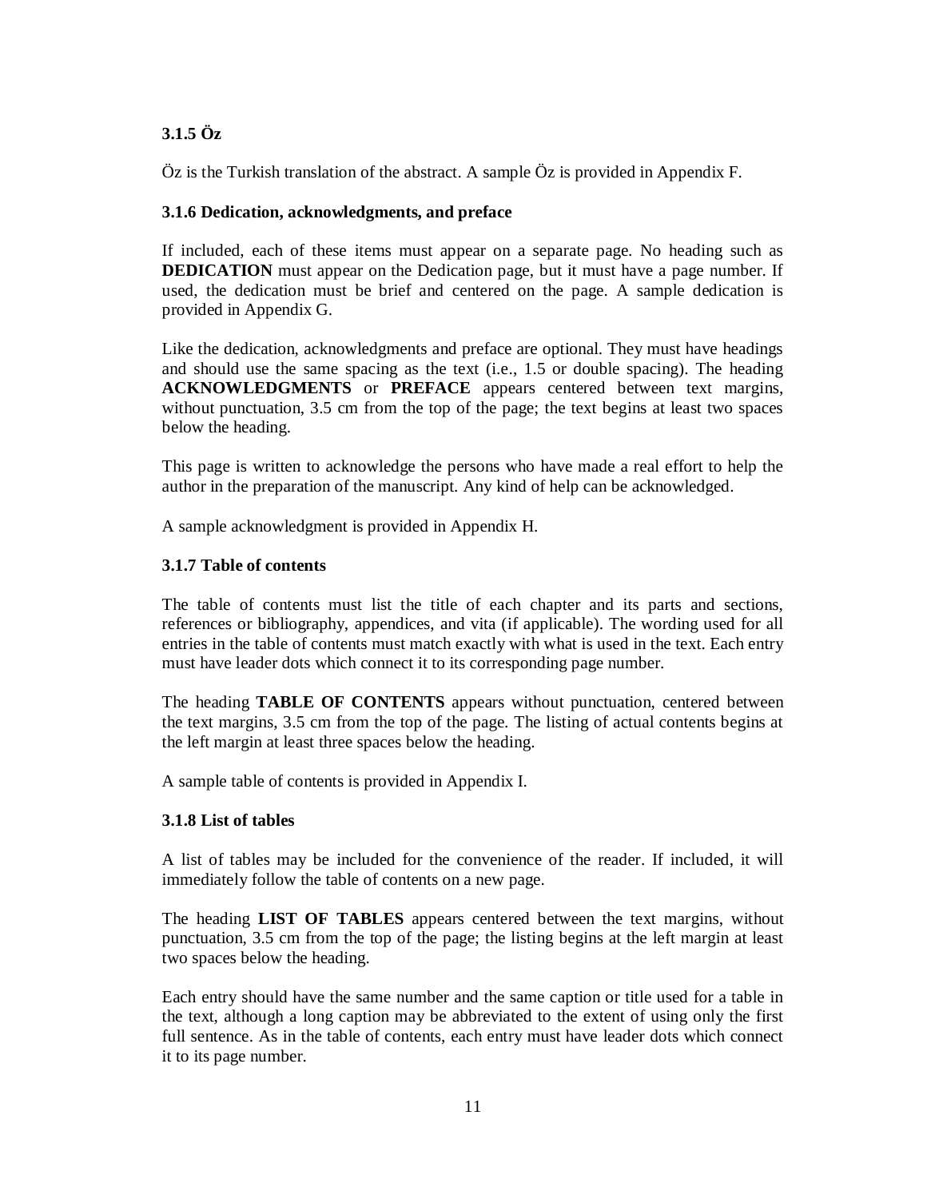### 3.1.5 Öz

Öz is the Turkish translation of the abstract. A sample Öz is provided in Appendix F.

### 3.1.6 Dedication, acknowledgments, and preface

If included, each of these items must appear on a separate page. No heading such as **DEDICATION** must appear on the Dedication page, but it must have a page number. If used, the dedication must be brief and centered on the page. A sample dedication is provided in Appendix G.

Like the dedication, acknowledgments and preface are optional. They must have headings and should use the same spacing as the text (i.e., 1.5 or double spacing). The heading **ACKNOWLEDGMENTS** or **PREFACE** appears centered between text margins, without punctuation, 3.5 cm from the top of the page; the text begins at least two spaces below the heading.

This page is written to acknowledge the persons who have made a real effort to help the author in the preparation of the manuscript. Any kind of help can be acknowledged.

A sample acknowledgment is provided in Appendix H.

### 3.1.7 Table of contents

The table of contents must list the title of each chapter and its parts and sections, references or bibliography, appendices, and vita (if applicable). The wording used for all entries in the table of contents must match exactly with what is used in the text. Each entry must have leader dots which connect it to its corresponding page number.

The heading **TABLE OF CONTENTS** appears without punctuation, centered between the text margins, 3.5 cm from the top of the page. The listing of actual contents begins at the left margin at least three spaces below the heading.

A sample table of contents is provided in Appendix I.

### 3.1.8 List of tables

A list of tables may be included for the convenience of the reader. If included, it will immediately follow the table of contents on a new page.

The heading **LIST OF TABLES** appears centered between the text margins, without punctuation, 3.5 cm from the top of the page; the listing begins at the left margin at least two spaces below the heading.

Each entry should have the same number and the same caption or title used for a table in the text, although a long caption may be abbreviated to the extent of using only the first full sentence. As in the table of contents, each entry must have leader dots which connect it to its page number.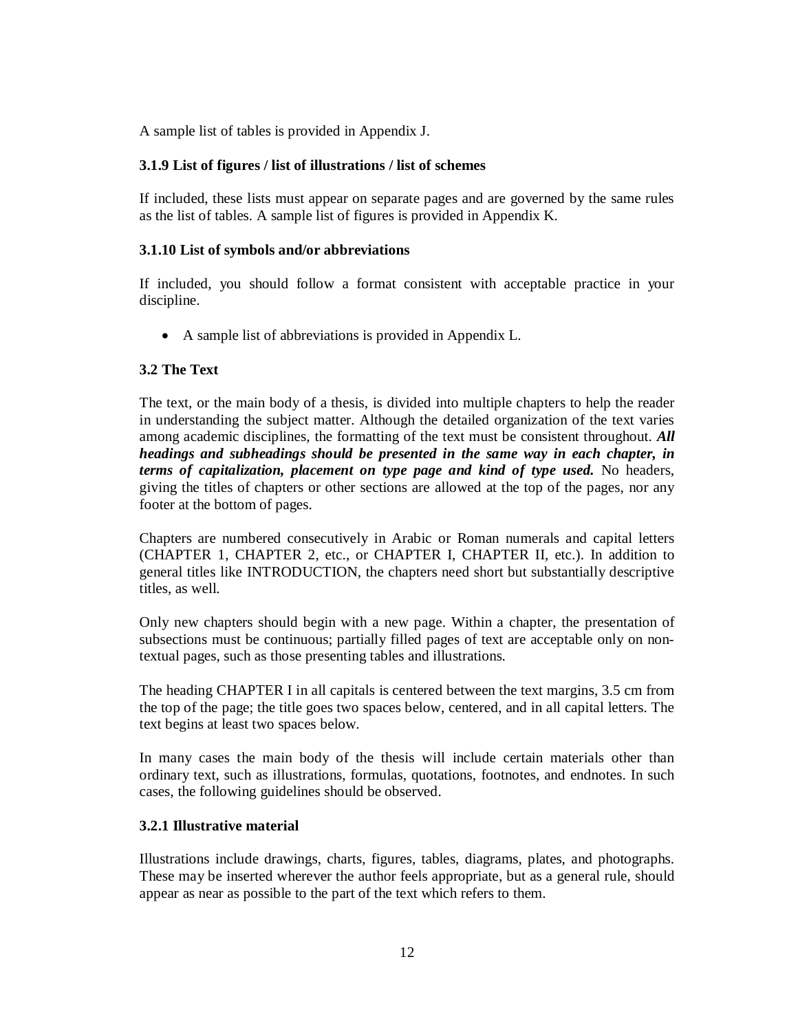A sample list of tables is provided in Appendix J.

### 3.1.9 List of figures / list of illustrations / list of schemes

If included, these lists must appear on separate pages and are governed by the same rules as the list of tables. A sample list of figures is provided in Appendix K.

### 3.1.10 List of symbols and/or abbreviations

If included, you should follow a format consistent with acceptable practice in your discipline.

- A sample list of abbreviations is provided in Appendix L.

## 3.2 The Text

The text, or the main body of a thesis, is divided into multiple chapters to help the reader in understanding the subject matter. Although the detailed organization of the text varies among academic disciplines, the formatting of the text must be consistent throughout. ***All headings and subheadings should be presented in the same way in each chapter, in terms of capitalization, placement on type page and kind of type used.*** No headers, giving the titles of chapters or other sections are allowed at the top of the pages, nor any footer at the bottom of pages.

Chapters are numbered consecutively in Arabic or Roman numerals and capital letters (CHAPTER 1, CHAPTER 2, etc., or CHAPTER I, CHAPTER II, etc.). In addition to general titles like INTRODUCTION, the chapters need short but substantially descriptive titles, as well.

Only new chapters should begin with a new page. Within a chapter, the presentation of subsections must be continuous; partially filled pages of text are acceptable only on non-textual pages, such as those presenting tables and illustrations.

The heading CHAPTER I in all capitals is centered between the text margins, 3.5 cm from the top of the page; the title goes two spaces below, centered, and in all capital letters. The text begins at least two spaces below.

In many cases the main body of the thesis will include certain materials other than ordinary text, such as illustrations, formulas, quotations, footnotes, and endnotes. In such cases, the following guidelines should be observed.

### 3.2.1 Illustrative material

Illustrations include drawings, charts, figures, tables, diagrams, plates, and photographs. These may be inserted wherever the author feels appropriate, but as a general rule, should appear as near as possible to the part of the text which refers to them.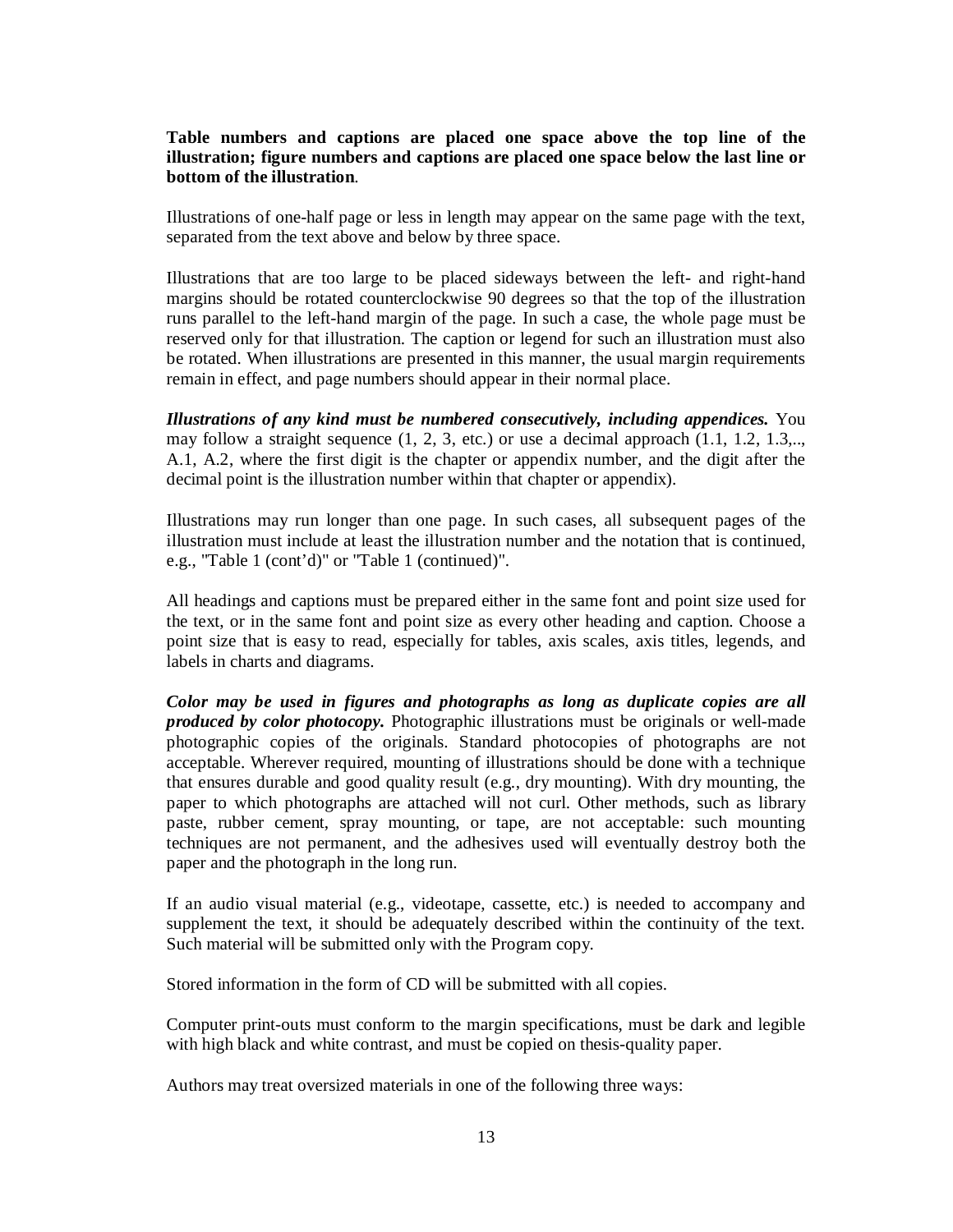**Table numbers and captions are placed one space above the top line of the illustration; figure numbers and captions are placed one space below the last line or bottom of the illustration**.

Illustrations of one-half page or less in length may appear on the same page with the text, separated from the text above and below by three space.

Illustrations that are too large to be placed sideways between the left- and right-hand margins should be rotated counterclockwise 90 degrees so that the top of the illustration runs parallel to the left-hand margin of the page. In such a case, the whole page must be reserved only for that illustration. The caption or legend for such an illustration must also be rotated. When illustrations are presented in this manner, the usual margin requirements remain in effect, and page numbers should appear in their normal place.

***Illustrations of any kind must be numbered consecutively, including appendices.*** You may follow a straight sequence (1, 2, 3, etc.) or use a decimal approach (1.1, 1.2, 1.3,.., A.1, A.2, where the first digit is the chapter or appendix number, and the digit after the decimal point is the illustration number within that chapter or appendix).

Illustrations may run longer than one page. In such cases, all subsequent pages of the illustration must include at least the illustration number and the notation that is continued, e.g., "Table 1 (cont'd)" or "Table 1 (continued)".

All headings and captions must be prepared either in the same font and point size used for the text, or in the same font and point size as every other heading and caption. Choose a point size that is easy to read, especially for tables, axis scales, axis titles, legends, and labels in charts and diagrams.

***Color may be used in figures and photographs as long as duplicate copies are all produced by color photocopy.*** Photographic illustrations must be originals or well-made photographic copies of the originals. Standard photocopies of photographs are not acceptable. Wherever required, mounting of illustrations should be done with a technique that ensures durable and good quality result (e.g., dry mounting). With dry mounting, the paper to which photographs are attached will not curl. Other methods, such as library paste, rubber cement, spray mounting, or tape, are not acceptable: such mounting techniques are not permanent, and the adhesives used will eventually destroy both the paper and the photograph in the long run.

If an audio visual material (e.g., videotape, cassette, etc.) is needed to accompany and supplement the text, it should be adequately described within the continuity of the text. Such material will be submitted only with the Program copy.

Stored information in the form of CD will be submitted with all copies.

Computer print-outs must conform to the margin specifications, must be dark and legible with high black and white contrast, and must be copied on thesis-quality paper.

Authors may treat oversized materials in one of the following three ways: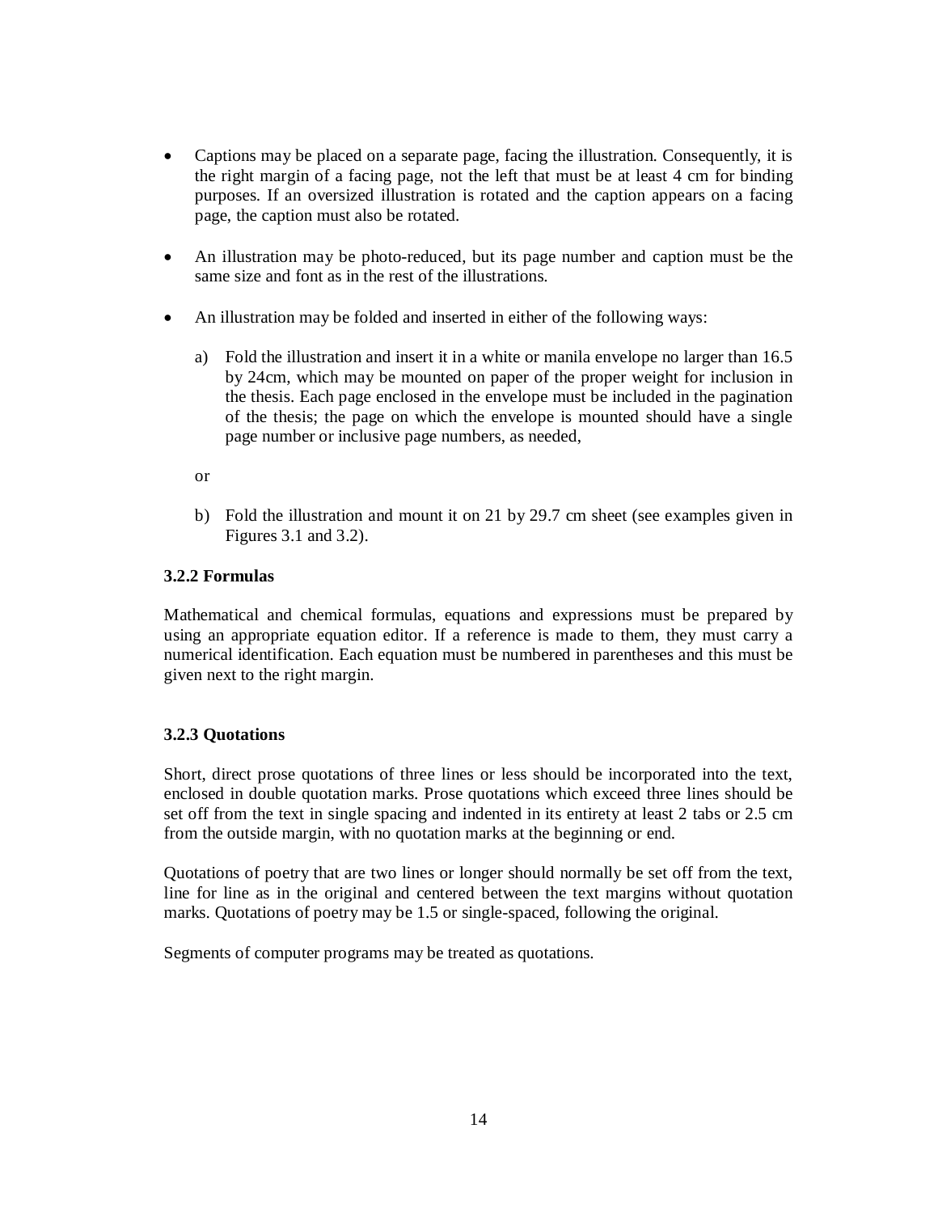- Captions may be placed on a separate page, facing the illustration. Consequently, it is the right margin of a facing page, not the left that must be at least 4 cm for binding purposes. If an oversized illustration is rotated and the caption appears on a facing page, the caption must also be rotated.

- An illustration may be photo-reduced, but its page number and caption must be the same size and font as in the rest of the illustrations.

- An illustration may be folded and inserted in either of the following ways:

  a) Fold the illustration and insert it in a white or manila envelope no larger than 16.5 by 24cm, which may be mounted on paper of the proper weight for inclusion in the thesis. Each page enclosed in the envelope must be included in the pagination of the thesis; the page on which the envelope is mounted should have a single page number or inclusive page numbers, as needed,

  or

  b) Fold the illustration and mount it on 21 by 29.7 cm sheet (see examples given in Figures 3.1 and 3.2).

### 3.2.2 Formulas

Mathematical and chemical formulas, equations and expressions must be prepared by using an appropriate equation editor. If a reference is made to them, they must carry a numerical identification. Each equation must be numbered in parentheses and this must be given next to the right margin.

### 3.2.3 Quotations

Short, direct prose quotations of three lines or less should be incorporated into the text, enclosed in double quotation marks. Prose quotations which exceed three lines should be set off from the text in single spacing and indented in its entirety at least 2 tabs or 2.5 cm from the outside margin, with no quotation marks at the beginning or end.

Quotations of poetry that are two lines or longer should normally be set off from the text, line for line as in the original and centered between the text margins without quotation marks. Quotations of poetry may be 1.5 or single-spaced, following the original.

Segments of computer programs may be treated as quotations.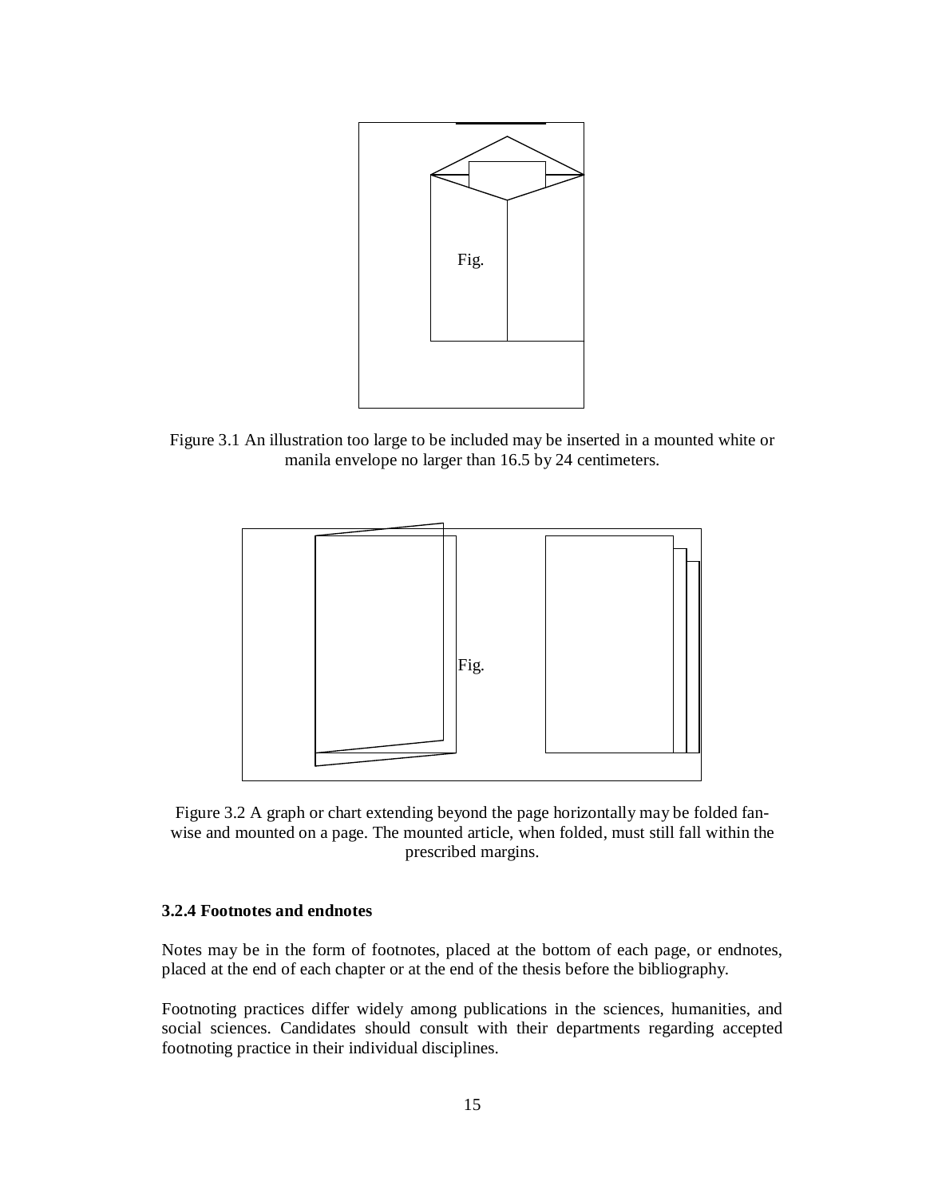Fig.

Figure 3.1 An illustration too large to be included may be inserted in a mounted white or manila envelope no larger than 16.5 by 24 centimeters.

Fig.

Figure 3.2 A graph or chart extending beyond the page horizontally may be folded fan-wise and mounted on a page. The mounted article, when folded, must still fall within the prescribed margins.

### 3.2.4 Footnotes and endnotes

Notes may be in the form of footnotes, placed at the bottom of each page, or endnotes, placed at the end of each chapter or at the end of the thesis before the bibliography.

Footnoting practices differ widely among publications in the sciences, humanities, and social sciences. Candidates should consult with their departments regarding accepted footnoting practice in their individual disciplines.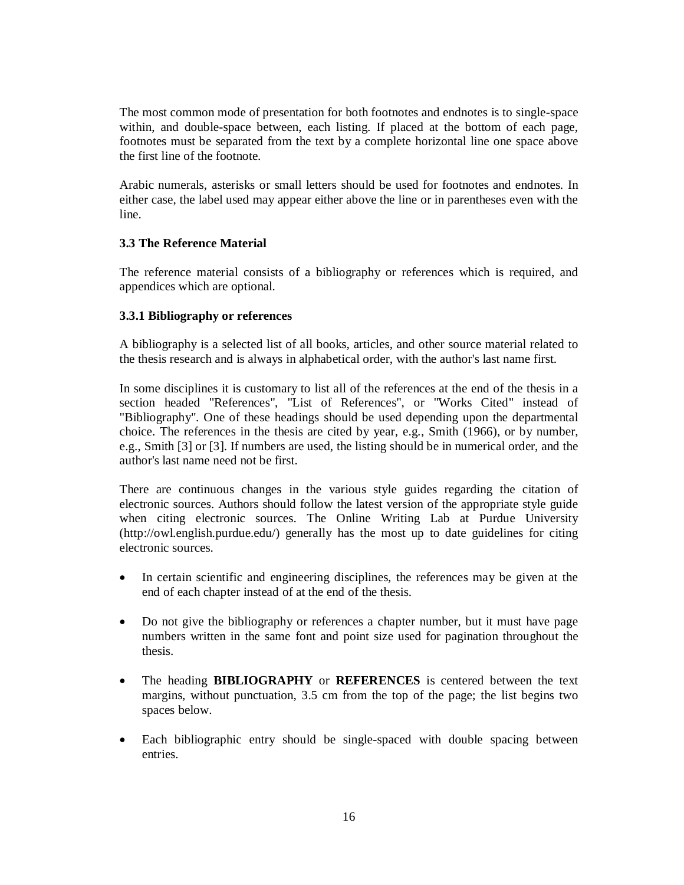The most common mode of presentation for both footnotes and endnotes is to single-space within, and double-space between, each listing. If placed at the bottom of each page, footnotes must be separated from the text by a complete horizontal line one space above the first line of the footnote.

Arabic numerals, asterisks or small letters should be used for footnotes and endnotes. In either case, the label used may appear either above the line or in parentheses even with the line.

### 3.3 The Reference Material

The reference material consists of a bibliography or references which is required, and appendices which are optional.

#### 3.3.1 Bibliography or references

A bibliography is a selected list of all books, articles, and other source material related to the thesis research and is always in alphabetical order, with the author's last name first.

In some disciplines it is customary to list all of the references at the end of the thesis in a section headed "References", "List of References", or "Works Cited" instead of "Bibliography". One of these headings should be used depending upon the departmental choice. The references in the thesis are cited by year, e.g., Smith (1966), or by number, e.g., Smith [3] or [3]. If numbers are used, the listing should be in numerical order, and the author's last name need not be first.

There are continuous changes in the various style guides regarding the citation of electronic sources. Authors should follow the latest version of the appropriate style guide when citing electronic sources. The Online Writing Lab at Purdue University (http://owl.english.purdue.edu/) generally has the most up to date guidelines for citing electronic sources.

- In certain scientific and engineering disciplines, the references may be given at the end of each chapter instead of at the end of the thesis.

- Do not give the bibliography or references a chapter number, but it must have page numbers written in the same font and point size used for pagination throughout the thesis.

- The heading **BIBLIOGRAPHY** or **REFERENCES** is centered between the text margins, without punctuation, 3.5 cm from the top of the page; the list begins two spaces below.

- Each bibliographic entry should be single-spaced with double spacing between entries.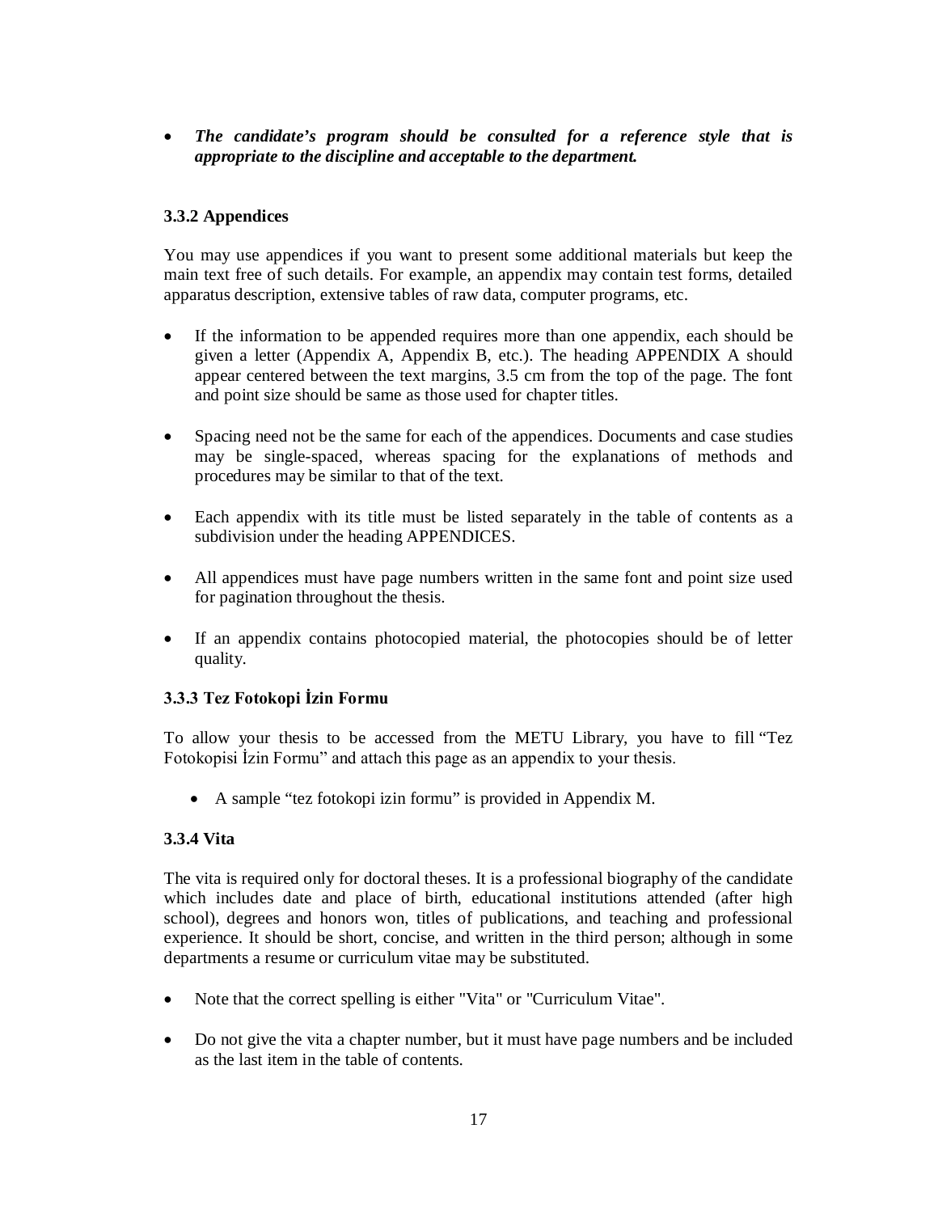- ***The candidate's program should be consulted for a reference style that is appropriate to the discipline and acceptable to the department.***

### 3.3.2 Appendices

You may use appendices if you want to present some additional materials but keep the main text free of such details. For example, an appendix may contain test forms, detailed apparatus description, extensive tables of raw data, computer programs, etc.

- If the information to be appended requires more than one appendix, each should be given a letter (Appendix A, Appendix B, etc.). The heading APPENDIX A should appear centered between the text margins, 3.5 cm from the top of the page. The font and point size should be same as those used for chapter titles.
- Spacing need not be the same for each of the appendices. Documents and case studies may be single-spaced, whereas spacing for the explanations of methods and procedures may be similar to that of the text.
- Each appendix with its title must be listed separately in the table of contents as a subdivision under the heading APPENDICES.
- All appendices must have page numbers written in the same font and point size used for pagination throughout the thesis.
- If an appendix contains photocopied material, the photocopies should be of letter quality.

### 3.3.3 Tez Fotokopi İzin Formu

To allow your thesis to be accessed from the METU Library, you have to fill "Tez Fotokopisi İzin Formu" and attach this page as an appendix to your thesis.

- A sample "tez fotokopi izin formu" is provided in Appendix M.

### 3.3.4 Vita

The vita is required only for doctoral theses. It is a professional biography of the candidate which includes date and place of birth, educational institutions attended (after high school), degrees and honors won, titles of publications, and teaching and professional experience. It should be short, concise, and written in the third person; although in some departments a resume or curriculum vitae may be substituted.

- Note that the correct spelling is either "Vita" or "Curriculum Vitae".
- Do not give the vita a chapter number, but it must have page numbers and be included as the last item in the table of contents.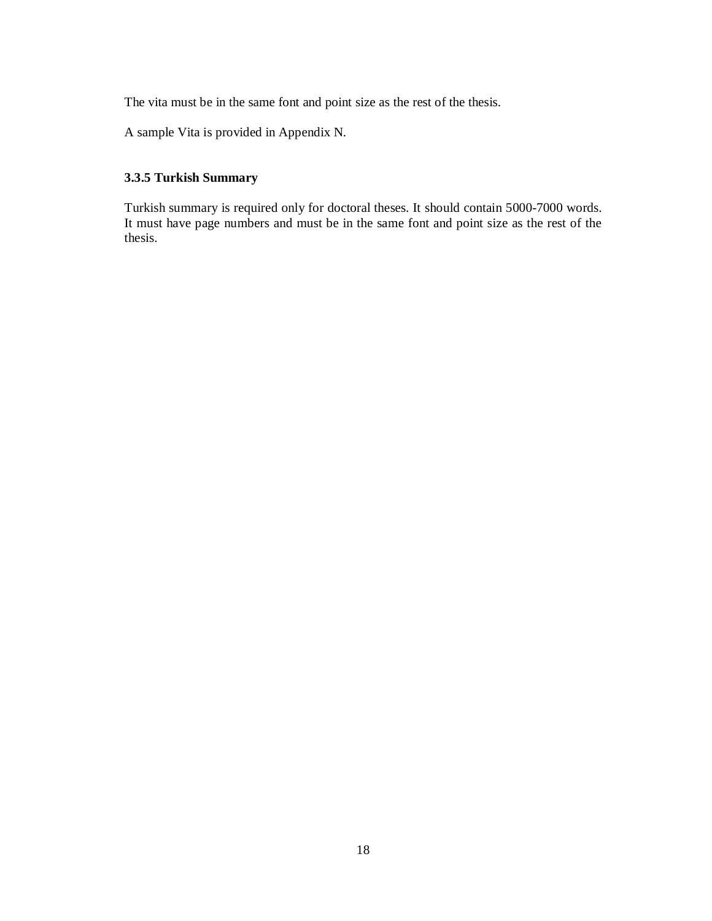The vita must be in the same font and point size as the rest of the thesis.

A sample Vita is provided in Appendix N.

### 3.3.5 Turkish Summary

Turkish summary is required only for doctoral theses. It should contain 5000-7000 words. It must have page numbers and must be in the same font and point size as the rest of the thesis.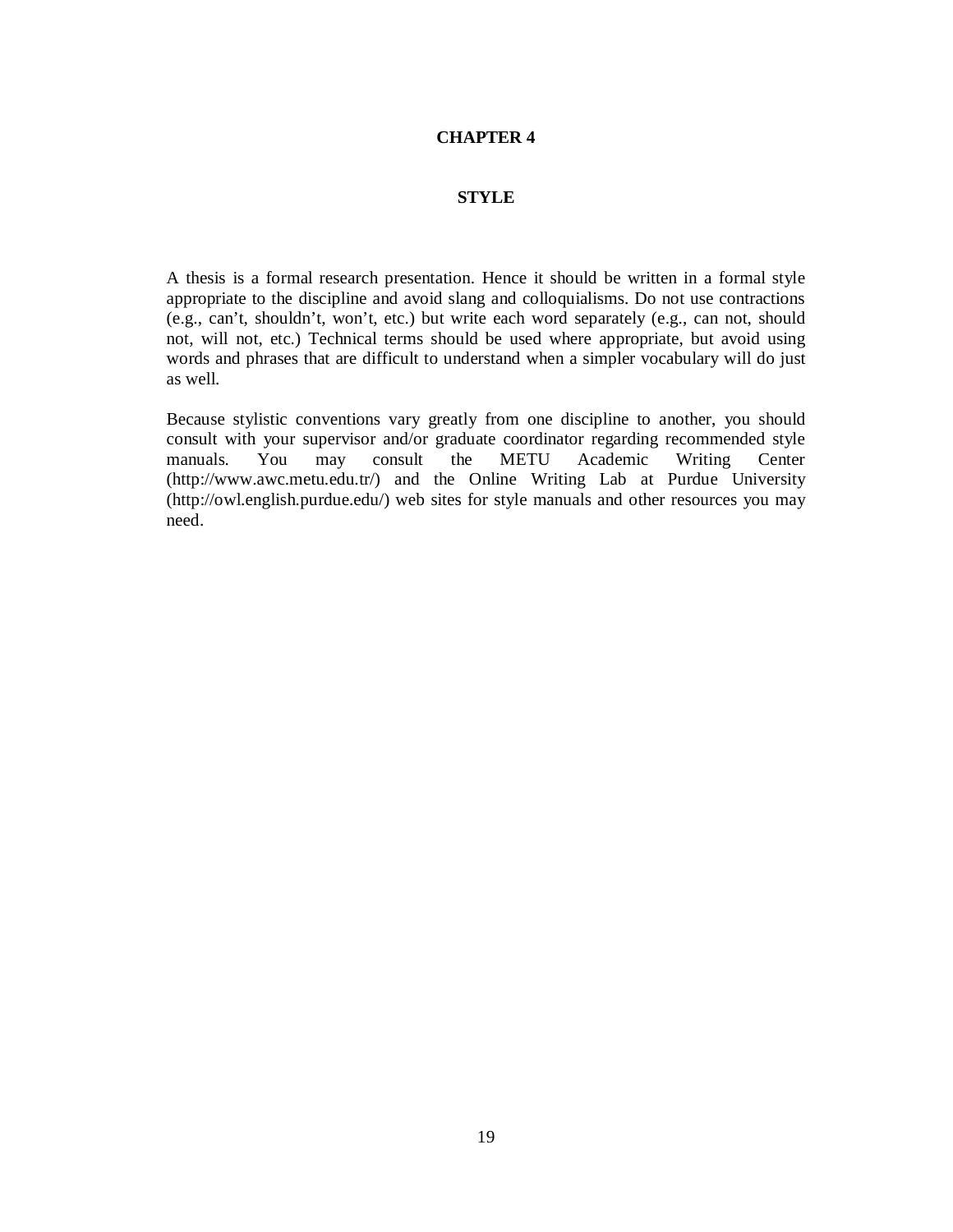# CHAPTER 4

# STYLE

A thesis is a formal research presentation. Hence it should be written in a formal style appropriate to the discipline and avoid slang and colloquialisms. Do not use contractions (e.g., can't, shouldn't, won't, etc.) but write each word separately (e.g., can not, should not, will not, etc.) Technical terms should be used where appropriate, but avoid using words and phrases that are difficult to understand when a simpler vocabulary will do just as well.

Because stylistic conventions vary greatly from one discipline to another, you should consult with your supervisor and/or graduate coordinator regarding recommended style manuals. You may consult the METU Academic Writing Center (http://www.awc.metu.edu.tr/) and the Online Writing Lab at Purdue University (http://owl.english.purdue.edu/) web sites for style manuals and other resources you may need.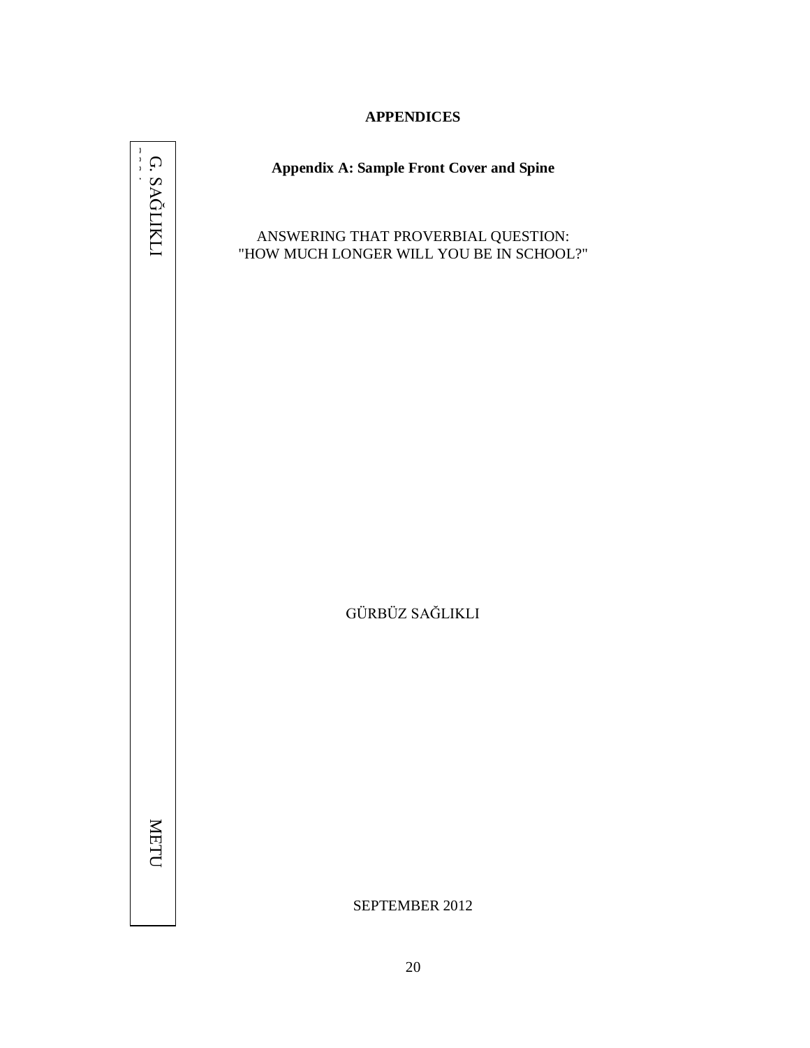# APPENDICES

## Appendix A: Sample Front Cover and Spine

G. SAĞLIKLI

METU

ANSWERING THAT PROVERBIAL QUESTION:
"HOW MUCH LONGER WILL YOU BE IN SCHOOL?"

GÜRBÜZ SAĞLIKLI

SEPTEMBER 2012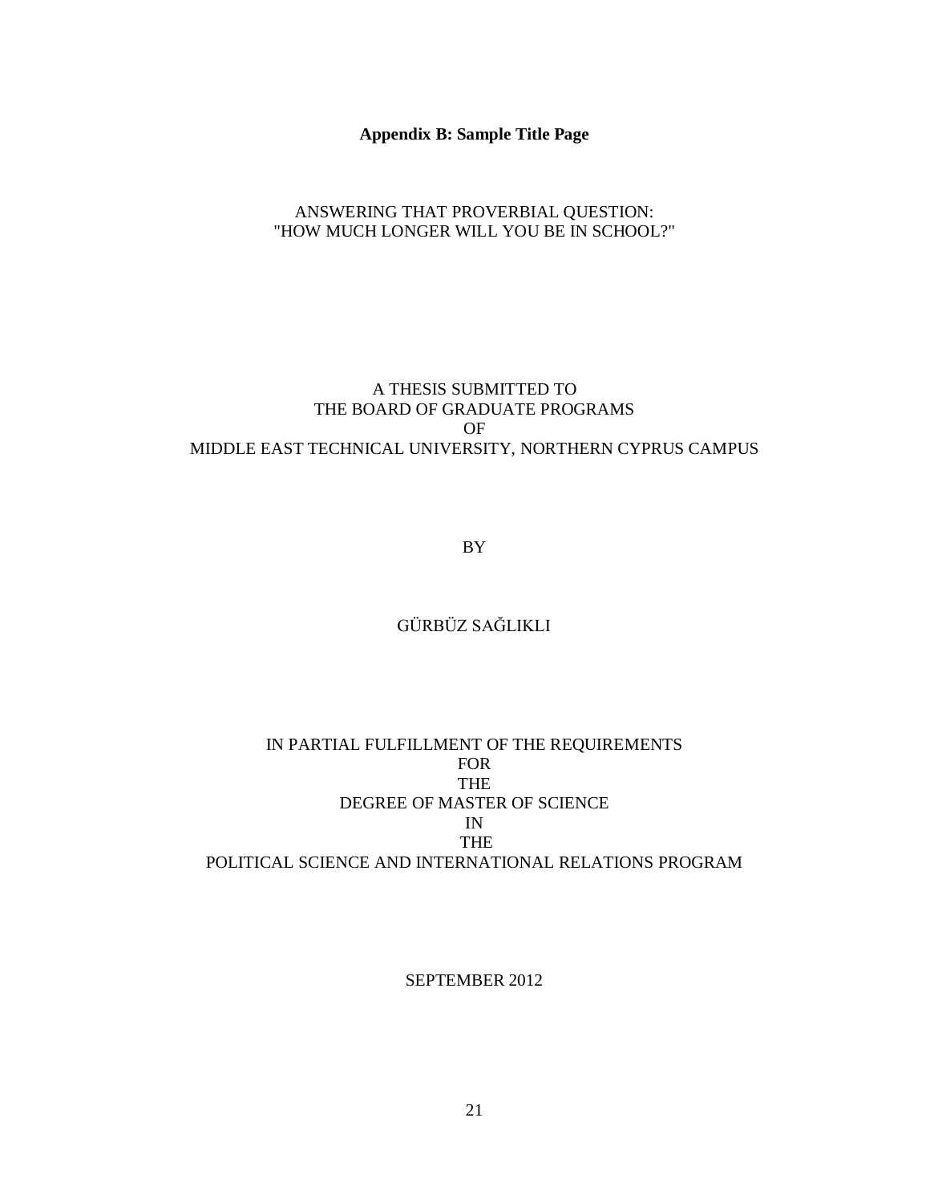**Appendix B: Sample Title Page**

ANSWERING THAT PROVERBIAL QUESTION:
"HOW MUCH LONGER WILL YOU BE IN SCHOOL?"

A THESIS SUBMITTED TO
THE BOARD OF GRADUATE PROGRAMS
OF
MIDDLE EAST TECHNICAL UNIVERSITY, NORTHERN CYPRUS CAMPUS

BY

GÜRBÜZ SAĞLIKLI

IN PARTIAL FULFILLMENT OF THE REQUIREMENTS
FOR
THE
DEGREE OF MASTER OF SCIENCE
IN
THE
POLITICAL SCIENCE AND INTERNATIONAL RELATIONS PROGRAM

SEPTEMBER 2012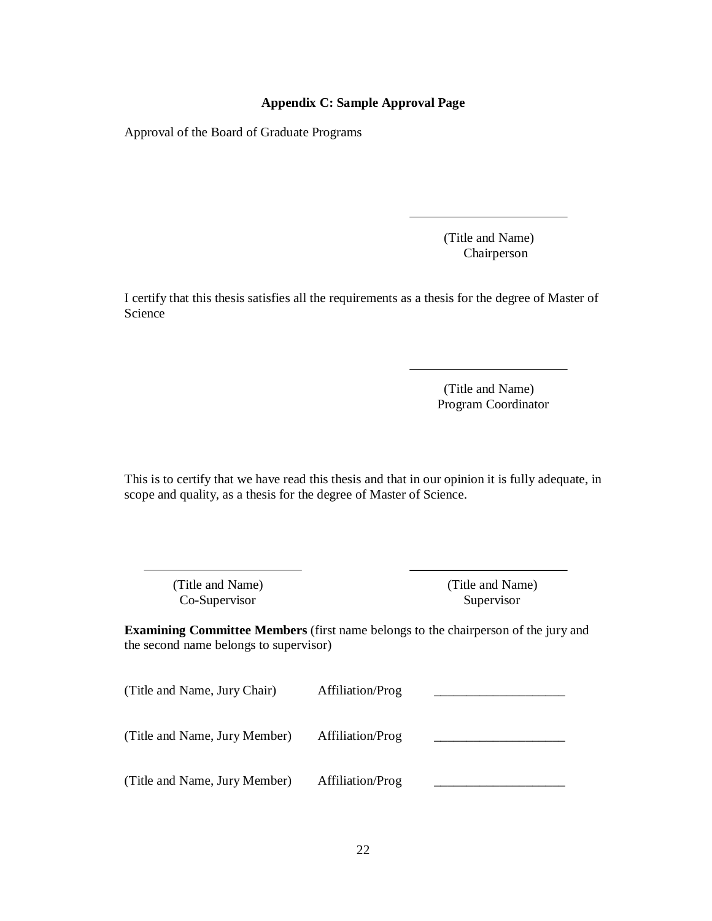## Appendix C: Sample Approval Page

Approval of the Board of Graduate Programs

\_\_\_\_\_\_\_\_\_\_\_\_\_\_\_\_\_\_\_\_\_\_\_\_

(Title and Name)
Chairperson

I certify that this thesis satisfies all the requirements as a thesis for the degree of Master of Science

\_\_\_\_\_\_\_\_\_\_\_\_\_\_\_\_\_\_\_\_\_\_\_\_

(Title and Name)
Program Coordinator

This is to certify that we have read this thesis and that in our opinion it is fully adequate, in scope and quality, as a thesis for the degree of Master of Science.

| | |
|---|---|
| \_\_\_\_\_\_\_\_\_\_\_\_\_\_\_\_\_\_\_\_\_\_\_\_ | \_\_\_\_\_\_\_\_\_\_\_\_\_\_\_\_\_\_\_\_\_\_\_\_ |
| (Title and Name) | (Title and Name) |
| Co-Supervisor | Supervisor |

**Examining Committee Members** (first name belongs to the chairperson of the jury and the second name belongs to supervisor)

| | | |
|---|---|---|
| (Title and Name, Jury Chair) | Affiliation/Prog | \_\_\_\_\_\_\_\_\_\_\_\_\_\_\_\_\_\_\_\_ |
| (Title and Name, Jury Member) | Affiliation/Prog | \_\_\_\_\_\_\_\_\_\_\_\_\_\_\_\_\_\_\_\_ |
| (Title and Name, Jury Member) | Affiliation/Prog | \_\_\_\_\_\_\_\_\_\_\_\_\_\_\_\_\_\_\_\_ |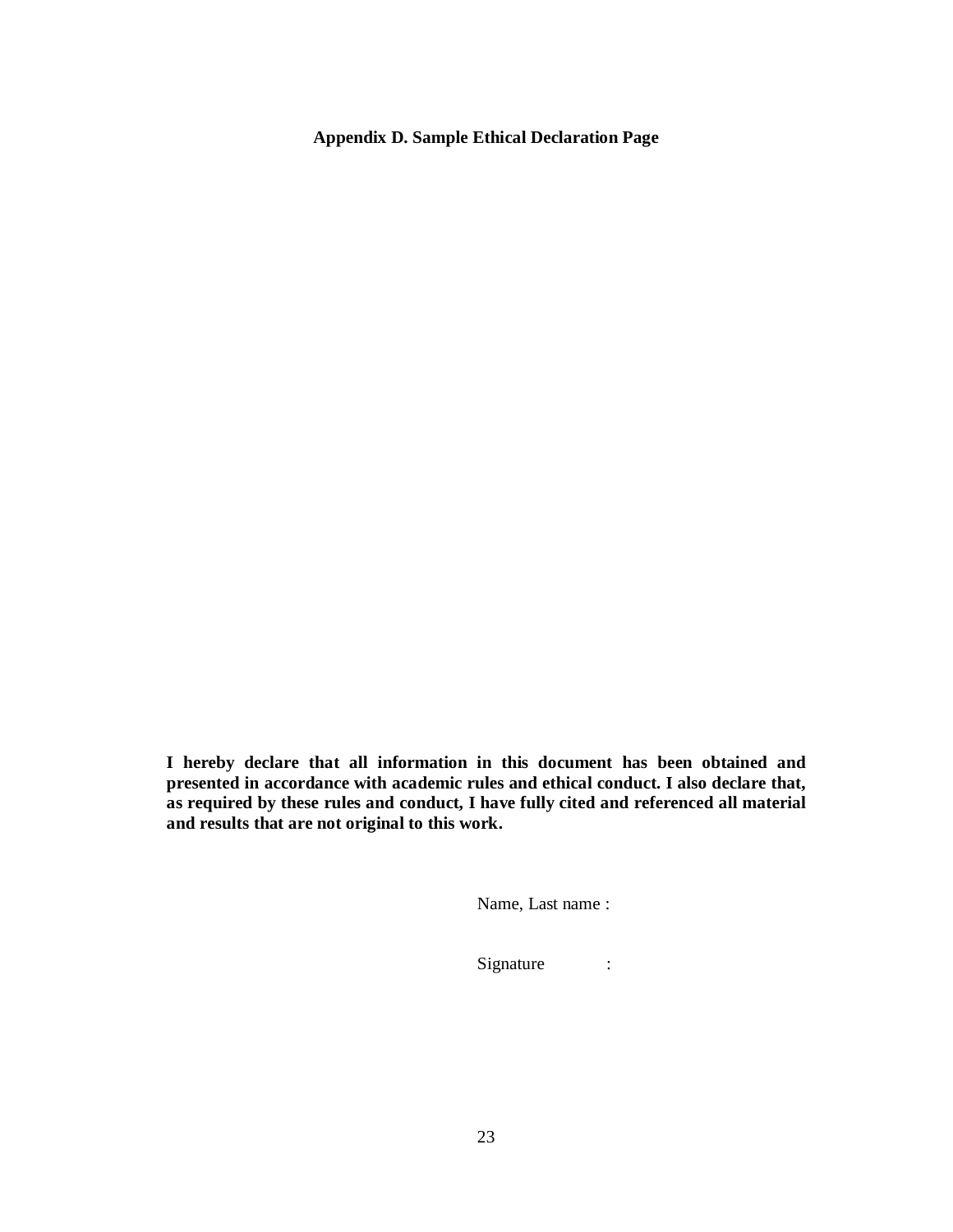**Appendix D. Sample Ethical Declaration Page**

**I hereby declare that all information in this document has been obtained and presented in accordance with academic rules and ethical conduct. I also declare that, as required by these rules and conduct, I have fully cited and referenced all material and results that are not original to this work.**

Name, Last name :

Signature :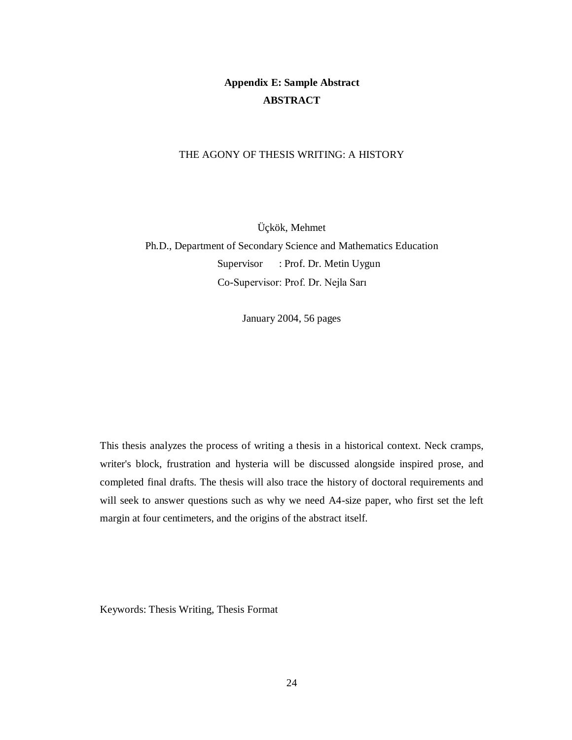## Appendix E: Sample Abstract

## ABSTRACT

THE AGONY OF THESIS WRITING: A HISTORY

Üçkök, Mehmet

Ph.D., Department of Secondary Science and Mathematics Education

Supervisor : Prof. Dr. Metin Uygun

Co-Supervisor: Prof. Dr. Nejla Sarı

January 2004, 56 pages

This thesis analyzes the process of writing a thesis in a historical context. Neck cramps, writer's block, frustration and hysteria will be discussed alongside inspired prose, and completed final drafts. The thesis will also trace the history of doctoral requirements and will seek to answer questions such as why we need A4-size paper, who first set the left margin at four centimeters, and the origins of the abstract itself.

Keywords: Thesis Writing, Thesis Format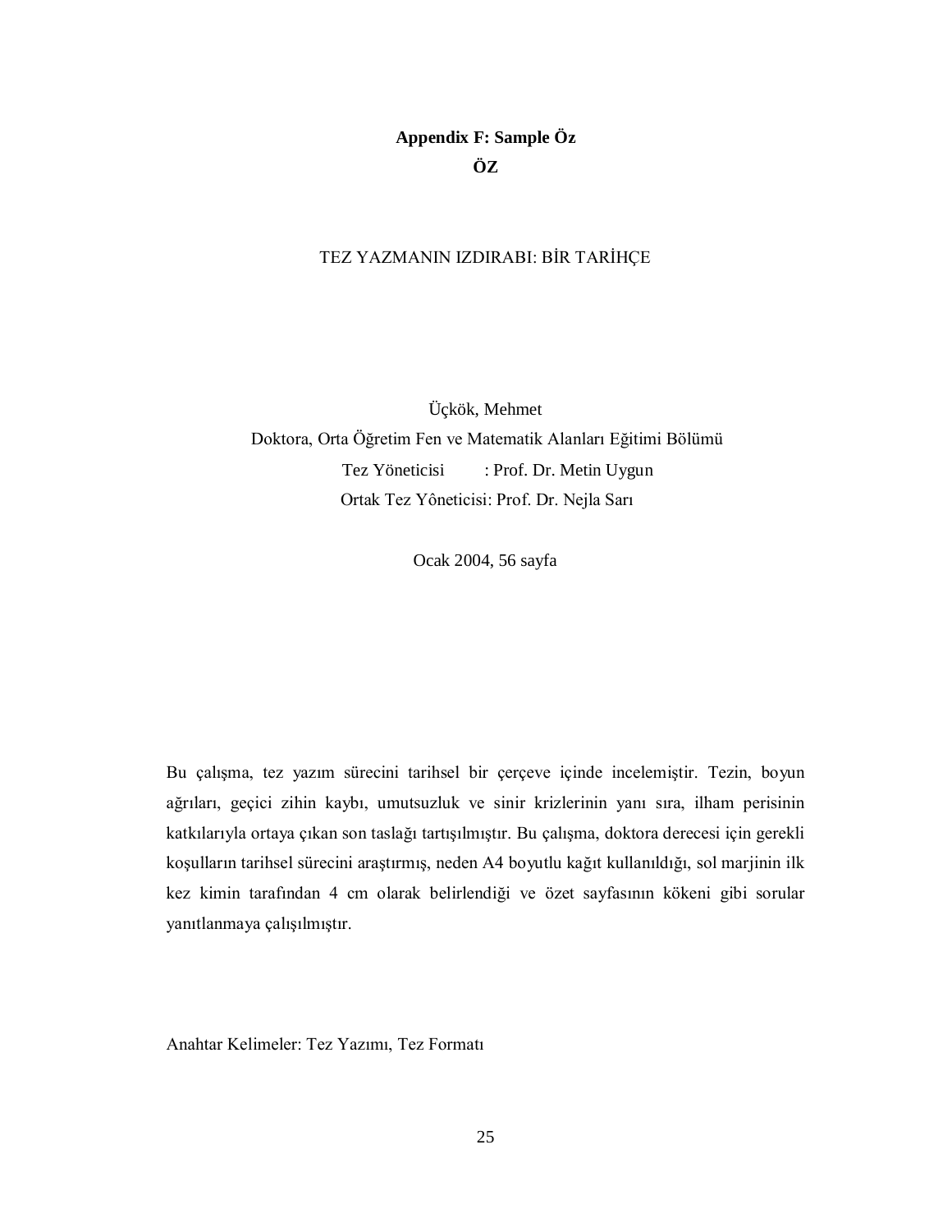## Appendix F: Sample Öz

## ÖZ

TEZ YAZMANIN IZDIRABI: BİR TARİHÇE

Üçkök, Mehmet

Doktora, Orta Öğretim Fen ve Matematik Alanları Eğitimi Bölümü

Tez Yöneticisi : Prof. Dr. Metin Uygun

Ortak Tez Yôneticisi: Prof. Dr. Nejla Sarı

Ocak 2004, 56 sayfa

Bu çalışma, tez yazım sürecini tarihsel bir çerçeve içinde incelemiştir. Tezin, boyun ağrıları, geçici zihin kaybı, umutsuzluk ve sinir krizlerinin yanı sıra, ilham perisinin katkılarıyla ortaya çıkan son taslağı tartışılmıştır. Bu çalışma, doktora derecesi için gerekli koşulların tarihsel sürecini araştırmış, neden A4 boyutlu kağıt kullanıldığı, sol marjinin ilk kez kimin tarafından 4 cm olarak belirlendiği ve özet sayfasının kökeni gibi sorular yanıtlanmaya çalışılmıştır.

Anahtar Kelimeler: Tez Yazımı, Tez Formatı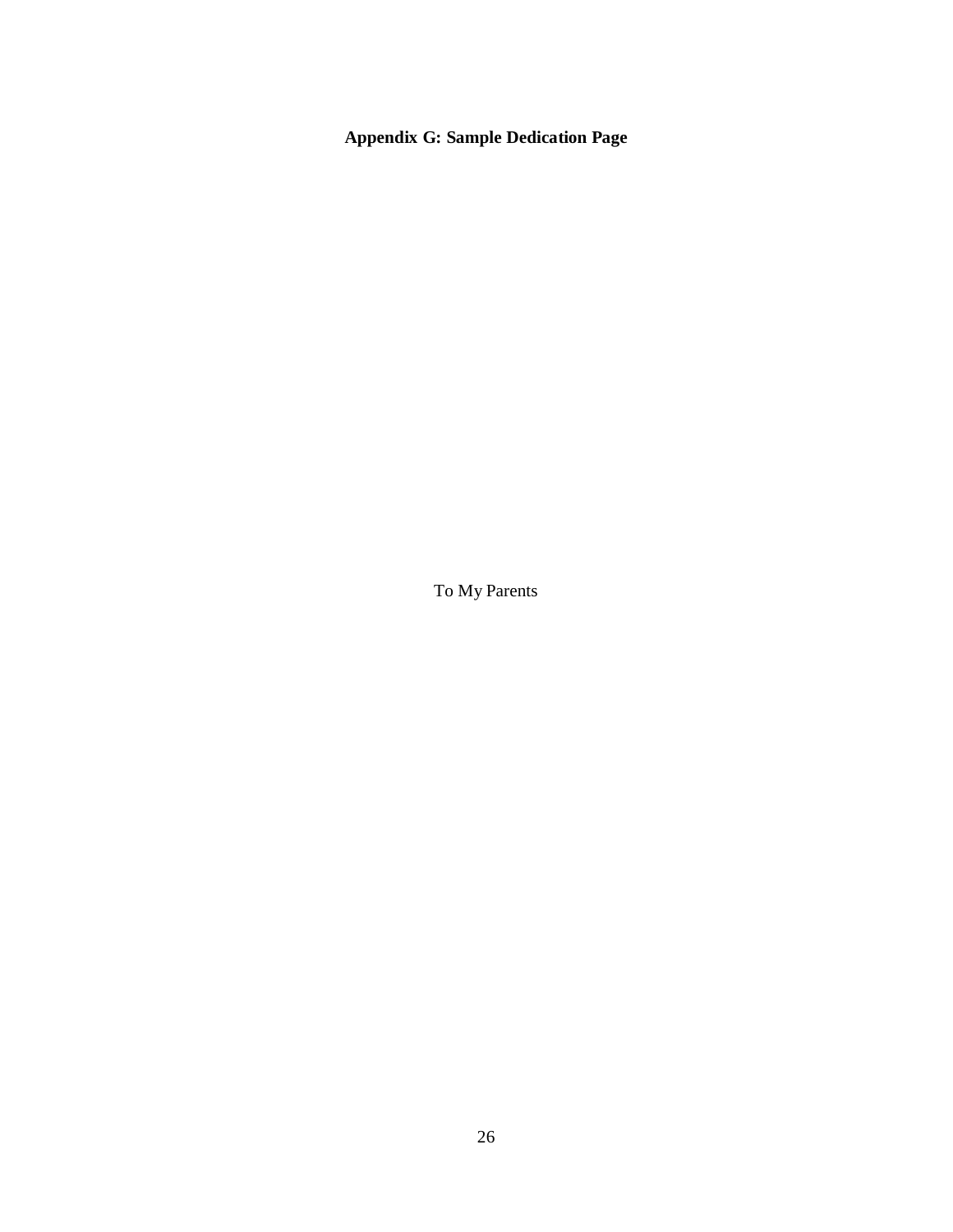**Appendix G: Sample Dedication Page**

To My Parents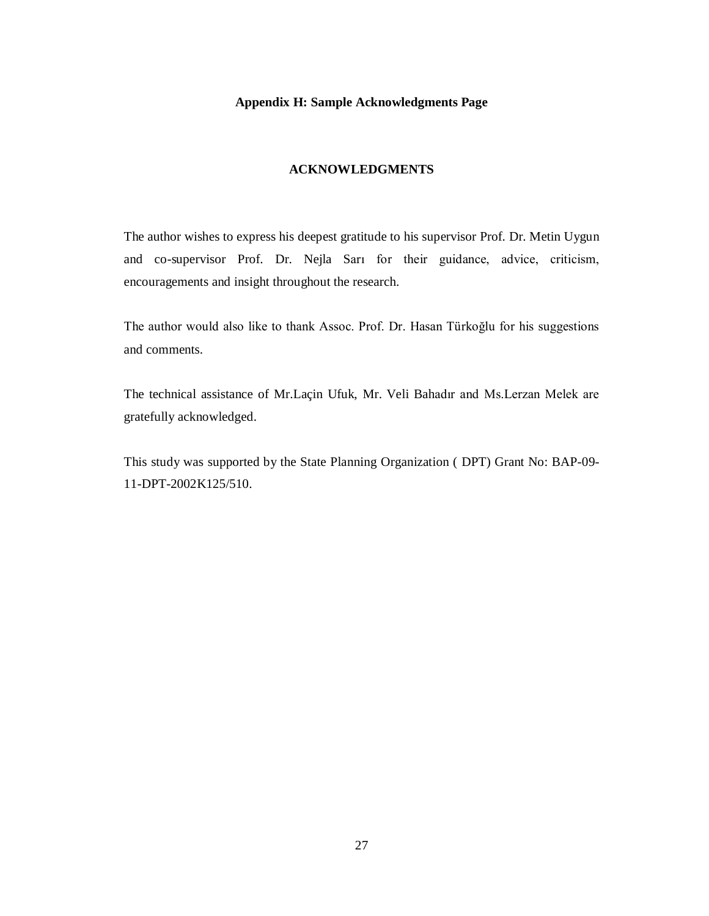**Appendix H: Sample Acknowledgments Page**

## ACKNOWLEDGMENTS

The author wishes to express his deepest gratitude to his supervisor Prof. Dr. Metin Uygun and co-supervisor Prof. Dr. Nejla Sarı for their guidance, advice, criticism, encouragements and insight throughout the research.

The author would also like to thank Assoc. Prof. Dr. Hasan Türkoğlu for his suggestions and comments.

The technical assistance of Mr.Laçin Ufuk, Mr. Veli Bahadır and Ms.Lerzan Melek are gratefully acknowledged.

This study was supported by the State Planning Organization ( DPT) Grant No: BAP-09-11-DPT-2002K125/510.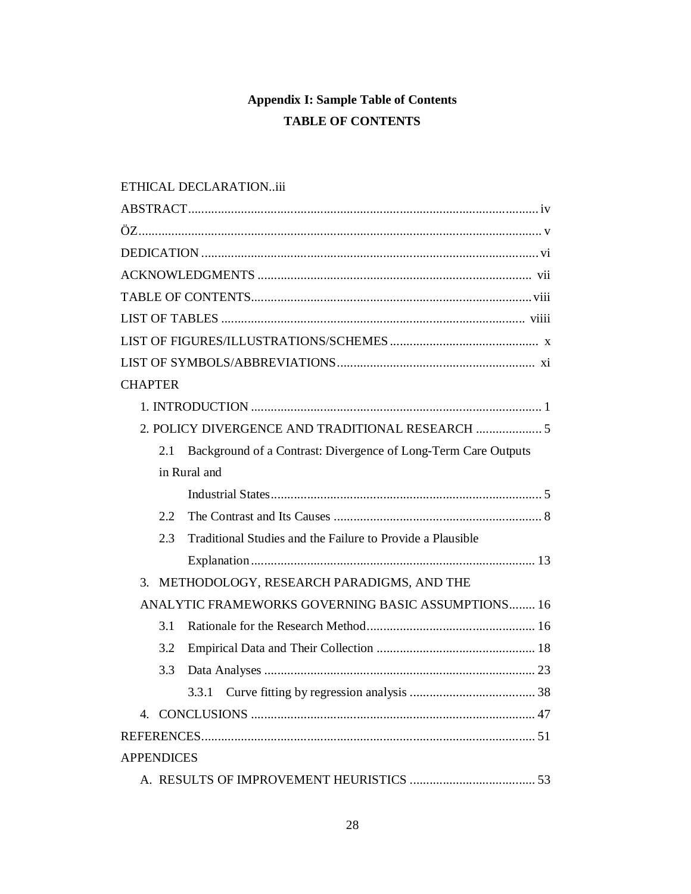**Appendix I: Sample Table of Contents**

**TABLE OF CONTENTS**

ETHICAL DECLARATION..iii

ABSTRACT.......................................................................................................... iv

ÖZ.......................................................................................................................... v

DEDICATION ...................................................................................................... vi

ACKNOWLEDGMENTS ................................................................................... vii

TABLE OF CONTENTS..................................................................................... viii

LIST OF TABLES ............................................................................................. viiii

LIST OF FIGURES/ILLUSTRATIONS/SCHEMES ............................................. x

LIST OF SYMBOLS/ABBREVIATIONS............................................................ xi

CHAPTER

1. INTRODUCTION ........................................................................................ 1

2. POLICY DIVERGENCE AND TRADITIONAL RESEARCH .................... 5

 2.1 Background of a Contrast: Divergence of Long-Term Care Outputs in Rural and Industrial States.................................................................................. 5

 2.2 The Contrast and Its Causes ............................................................... 8

 2.3 Traditional Studies and the Failure to Provide a Plausible Explanation...................................................................................... 13

3. METHODOLOGY, RESEARCH PARADIGMS, AND THE ANALYTIC FRAMEWORKS GOVERNING BASIC ASSUMPTIONS........ 16

 3.1 Rationale for the Research Method................................................... 16

 3.2 Empirical Data and Their Collection ................................................ 18

 3.3 Data Analyses .................................................................................. 23

  3.3.1 Curve fitting by regression analysis ...................................... 38

4. CONCLUSIONS ...................................................................................... 47

REFERENCES.................................................................................................... 51

APPENDICES

A. RESULTS OF IMPROVEMENT HEURISTICS ...................................... 53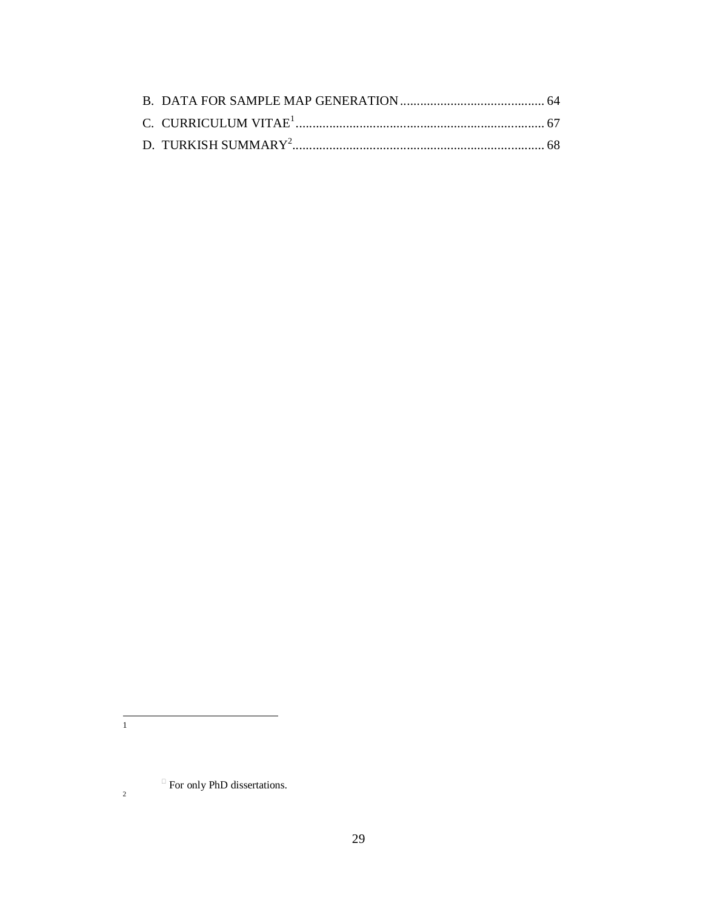B. DATA FOR SAMPLE MAP GENERATION ........................................... 64

C. CURRICULUM VITAE[1] ......................................................................... 67

D. TURKISH SUMMARY[2] ........................................................................... 68

---

1

For only PhD dissertations.

2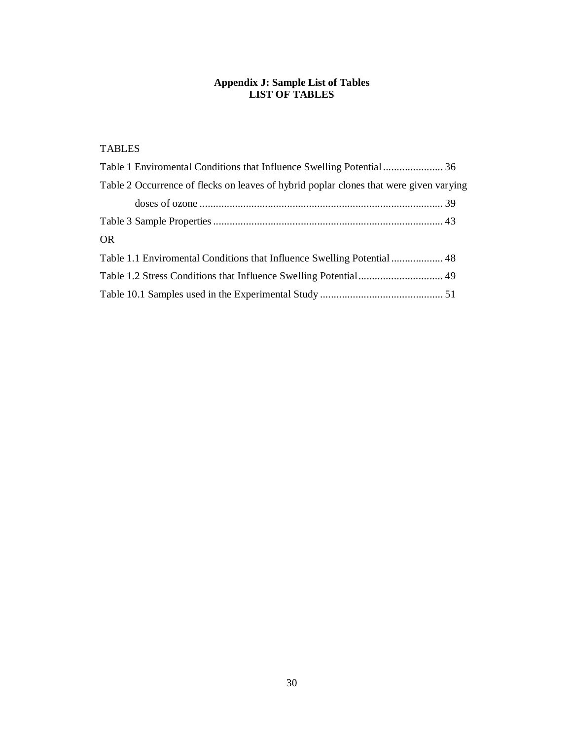**Appendix J: Sample List of Tables**

**LIST OF TABLES**

TABLES

Table 1 Enviromental Conditions that Influence Swelling Potential ...................... 36

Table 2 Occurrence of flecks on leaves of hybrid poplar clones that were given varying doses of ozone ......................................................................................... 39

Table 3 Sample Properties ..................................................................................... 43

OR

Table 1.1 Enviromental Conditions that Influence Swelling Potential ................... 48

Table 1.2 Stress Conditions that Influence Swelling Potential ............................... 49

Table 10.1 Samples used in the Experimental Study ............................................. 51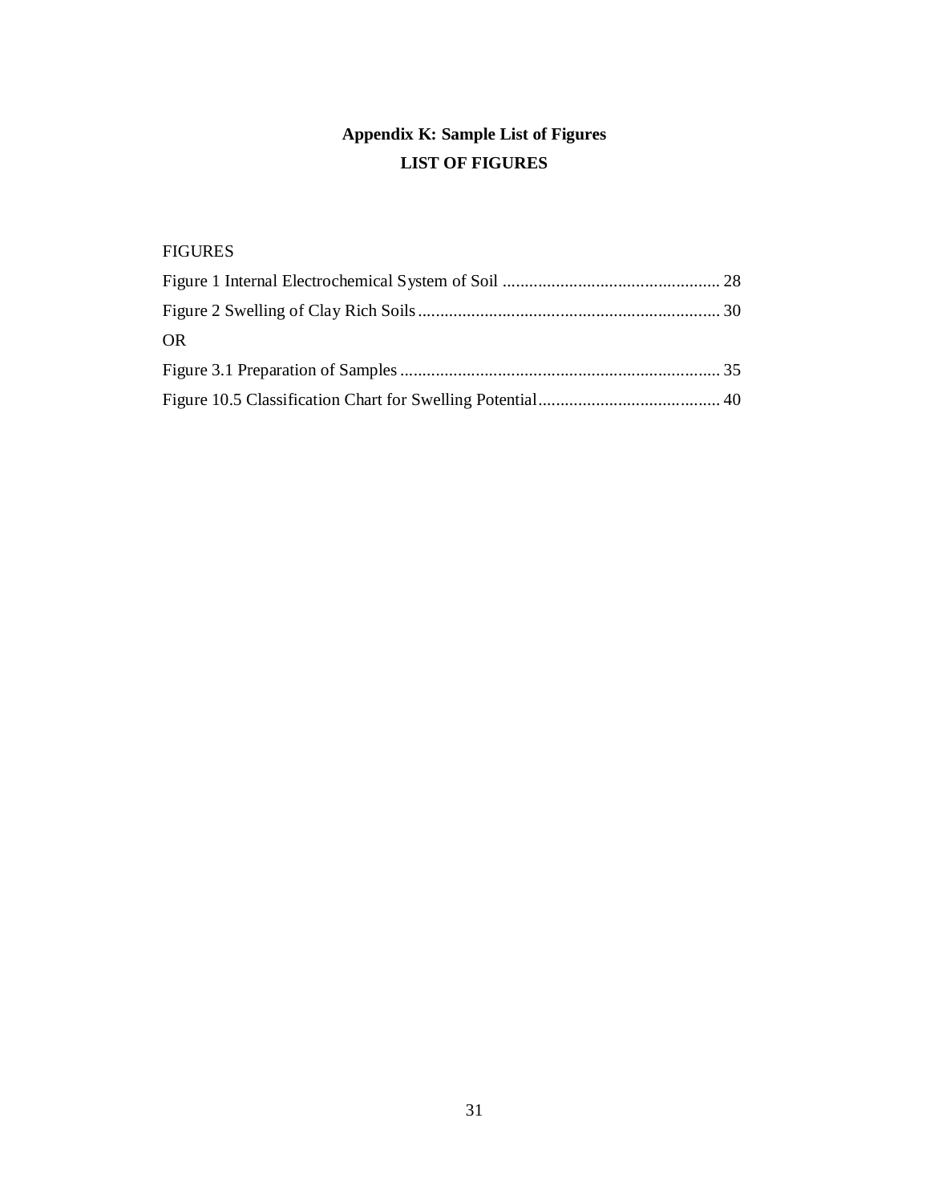## Appendix K: Sample List of Figures

## LIST OF FIGURES

FIGURES

Figure 1 Internal Electrochemical System of Soil ................................................. 28

Figure 2 Swelling of Clay Rich Soils.................................................................... 30

OR

Figure 3.1 Preparation of Samples ........................................................................ 35

Figure 10.5 Classification Chart for Swelling Potential.......................................... 40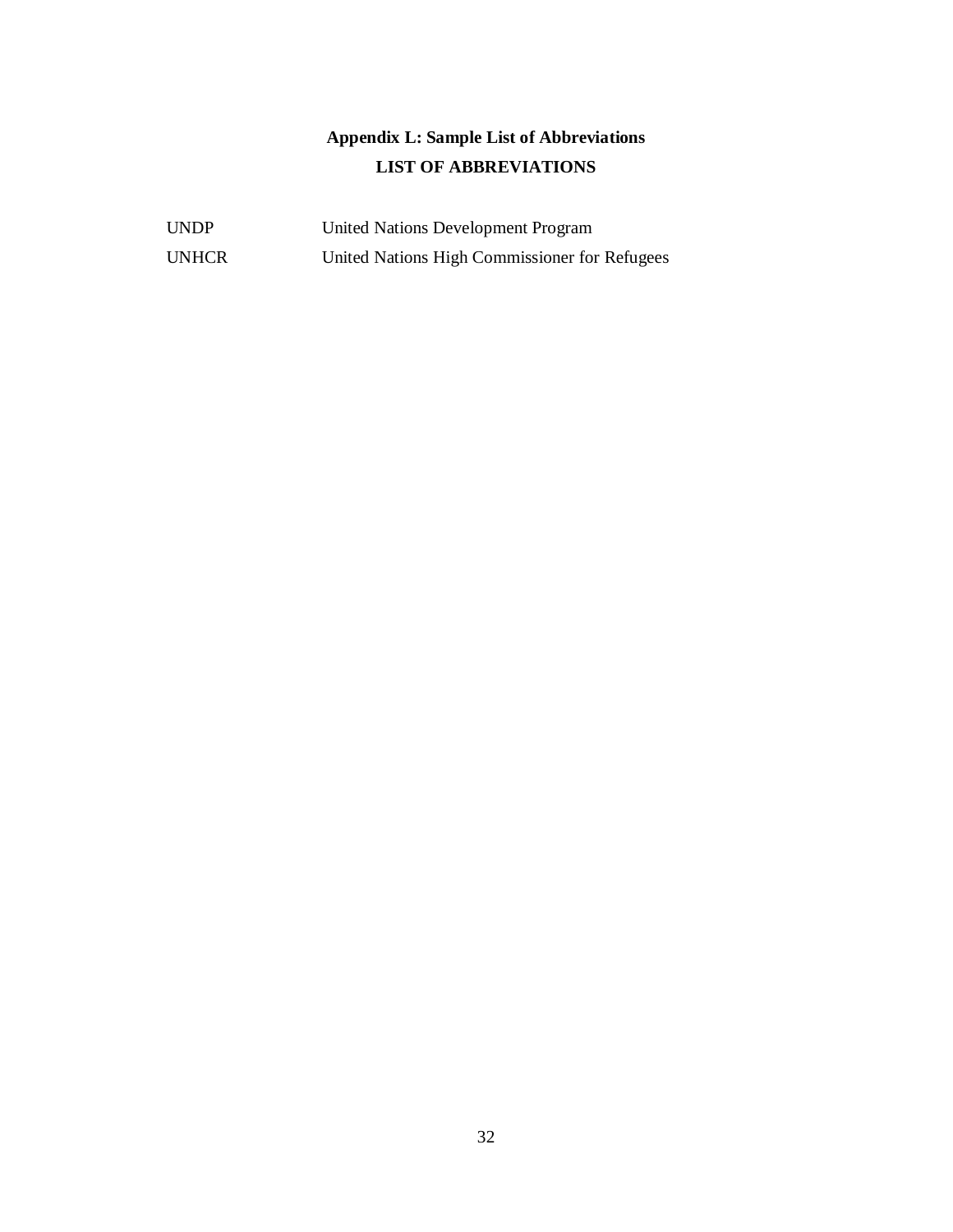## Appendix L: Sample List of Abbreviations

## LIST OF ABBREVIATIONS

| | |
|---|---|
| UNDP | United Nations Development Program |
| UNHCR | United Nations High Commissioner for Refugees |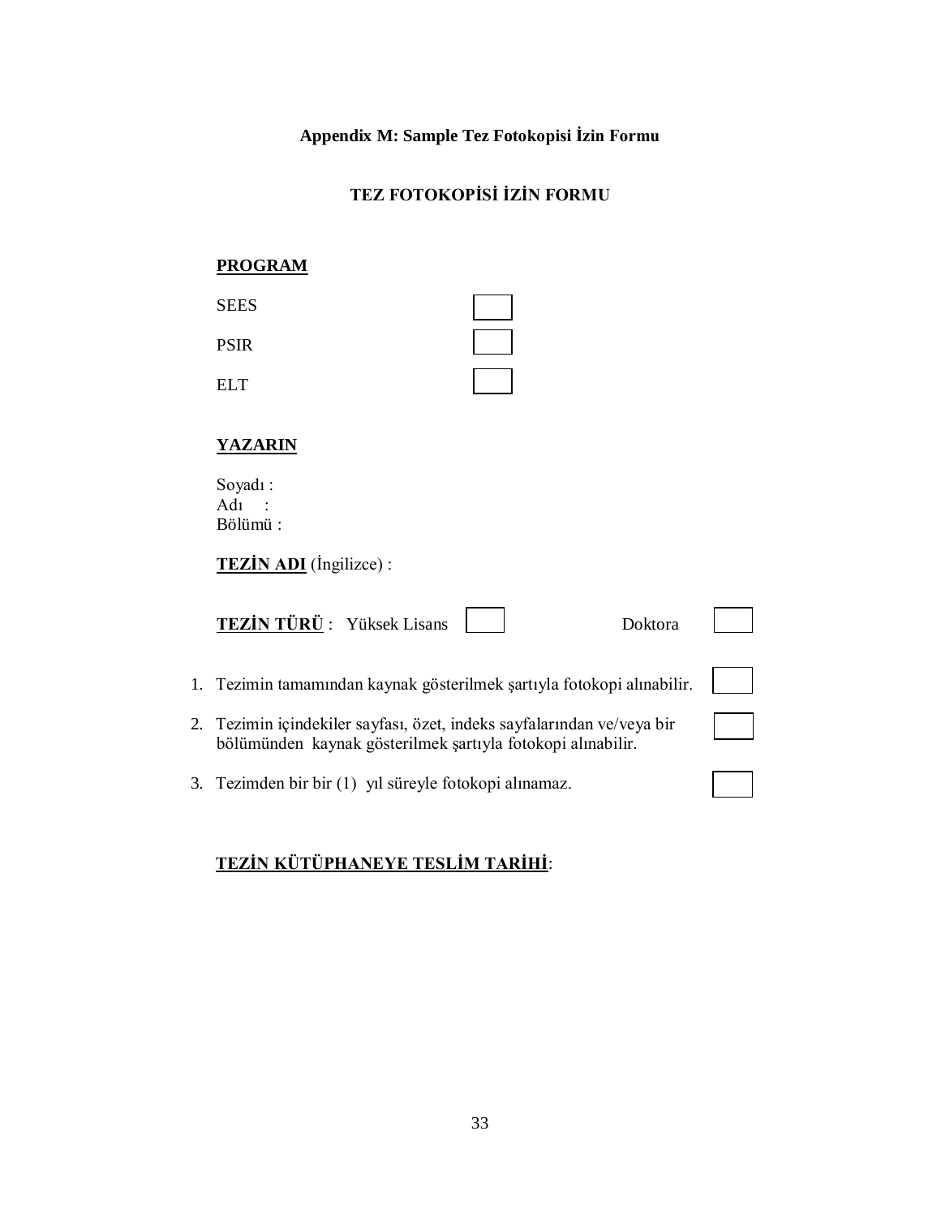**Appendix M: Sample Tez Fotokopisi İzin Formu**

**TEZ FOTOKOPİSİ İZİN FORMU**

**PROGRAM**

SEES ☐

PSIR ☐

ELT ☐

**YAZARIN**

Soyadı :
Adı :
Bölümü :

**TEZİN ADI** (İngilizce) :

**TEZİN TÜRÜ** : Yüksek Lisans ☐ Doktora ☐

1. Tezimin tamamından kaynak gösterilmek şartıyla fotokopi alınabilir. ☐
2. Tezimin içindekiler sayfası, özet, indeks sayfalarından ve/veya bir bölümünden kaynak gösterilmek şartıyla fotokopi alınabilir. ☐
3. Tezimden bir bir (1) yıl süreyle fotokopi alınamaz. ☐

**TEZİN KÜTÜPHANEYE TESLİM TARİHİ**: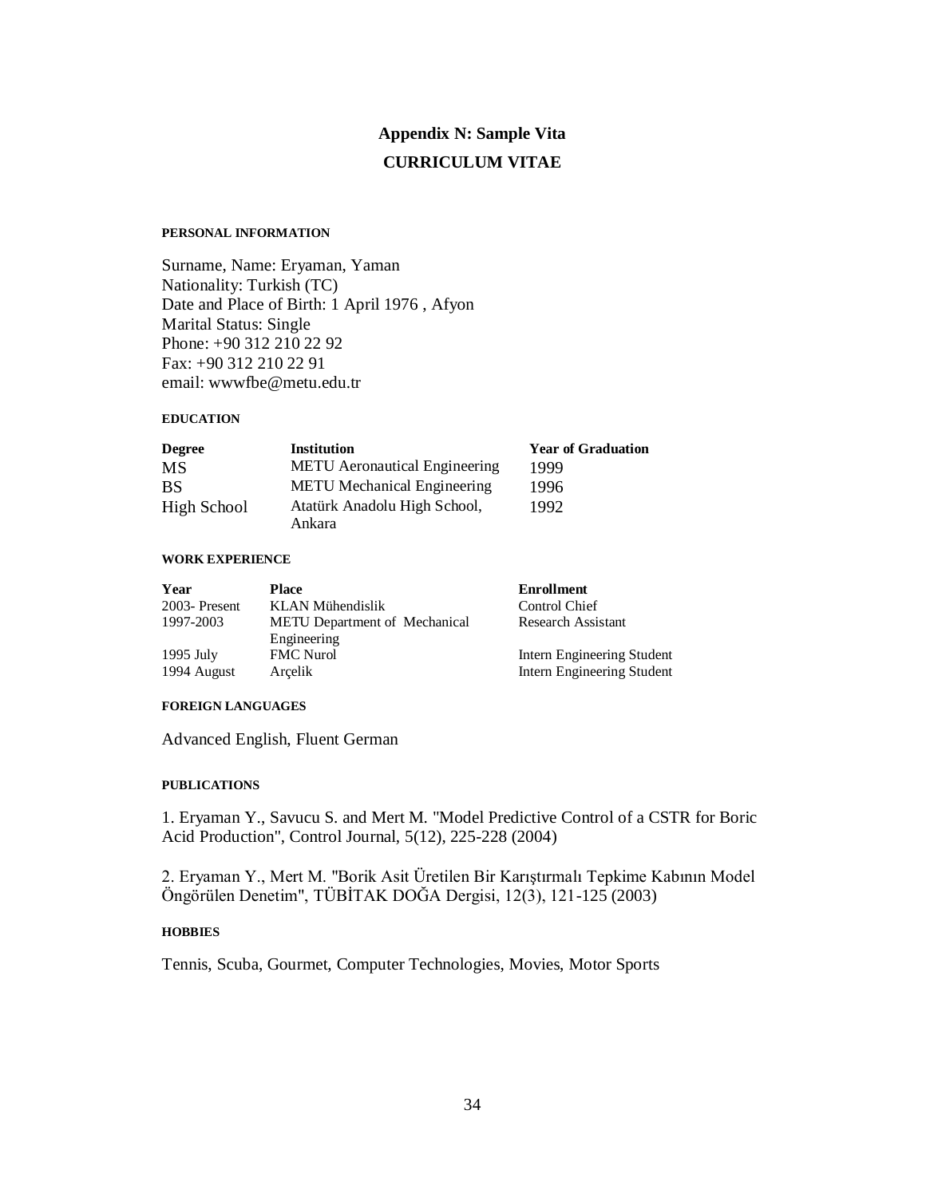## Appendix N: Sample Vita

## CURRICULUM VITAE

#### PERSONAL INFORMATION

Surname, Name: Eryaman, Yaman
Nationality: Turkish (TC)
Date and Place of Birth: 1 April 1976 , Afyon
Marital Status: Single
Phone: +90 312 210 22 92
Fax: +90 312 210 22 91
email: wwwfbe@metu.edu.tr

#### EDUCATION

| Degree | Institution | Year of Graduation |
|---|---|---|
| MS | METU Aeronautical Engineering | 1999 |
| BS | METU Mechanical Engineering | 1996 |
| High School | Atatürk Anadolu High School, Ankara | 1992 |

#### WORK EXPERIENCE

| Year | Place | Enrollment |
|---|---|---|
| 2003- Present | KLAN Mühendislik | Control Chief |
| 1997-2003 | METU Department of Mechanical Engineering | Research Assistant |
| 1995 July | FMC Nurol | Intern Engineering Student |
| 1994 August | Arçelik | Intern Engineering Student |

#### FOREIGN LANGUAGES

Advanced English, Fluent German

#### PUBLICATIONS

1. Eryaman Y., Savucu S. and Mert M. "Model Predictive Control of a CSTR for Boric Acid Production", Control Journal, 5(12), 225-228 (2004)

2. Eryaman Y., Mert M. "Borik Asit Üretilen Bir Karıştırmalı Tepkime Kabının Model Öngörülen Denetim", TÜBİTAK DOĞA Dergisi, 12(3), 121-125 (2003)

#### HOBBIES

Tennis, Scuba, Gourmet, Computer Technologies, Movies, Motor Sports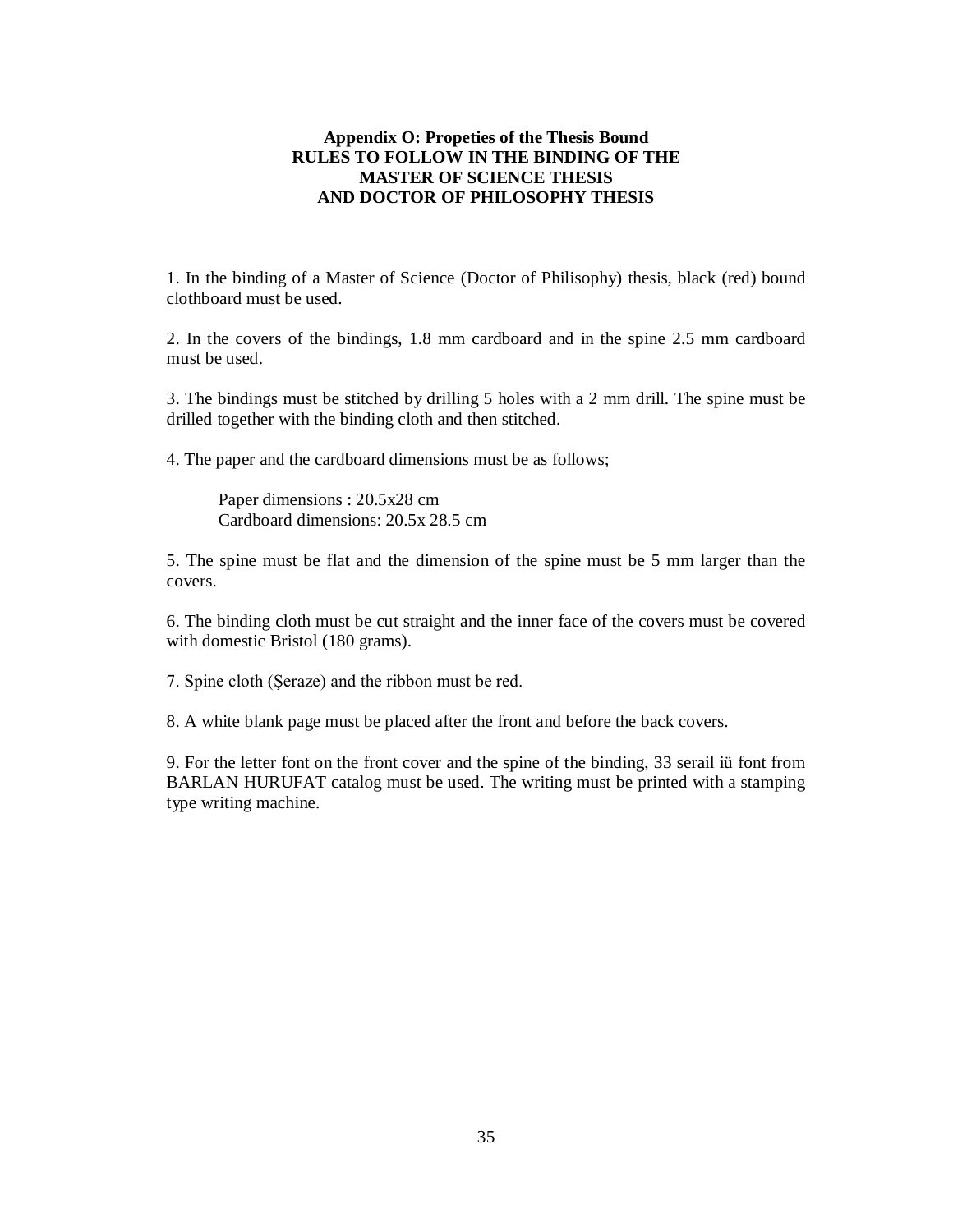## Appendix O: Propeties of the Thesis Bound
## RULES TO FOLLOW IN THE BINDING OF THE MASTER OF SCIENCE THESIS AND DOCTOR OF PHILOSOPHY THESIS

1. In the binding of a Master of Science (Doctor of Philisophy) thesis, black (red) bound clothboard must be used.

2. In the covers of the bindings, 1.8 mm cardboard and in the spine 2.5 mm cardboard must be used.

3. The bindings must be stitched by drilling 5 holes with a 2 mm drill. The spine must be drilled together with the binding cloth and then stitched.

4. The paper and the cardboard dimensions must be as follows;

   Paper dimensions : 20.5x28 cm
   Cardboard dimensions: 20.5x 28.5 cm

5. The spine must be flat and the dimension of the spine must be 5 mm larger than the covers.

6. The binding cloth must be cut straight and the inner face of the covers must be covered with domestic Bristol (180 grams).

7. Spine cloth (Şeraze) and the ribbon must be red.

8. A white blank page must be placed after the front and before the back covers.

9. For the letter font on the front cover and the spine of the binding, 33 serail iü font from BARLAN HURUFAT catalog must be used. The writing must be printed with a stamping type writing machine.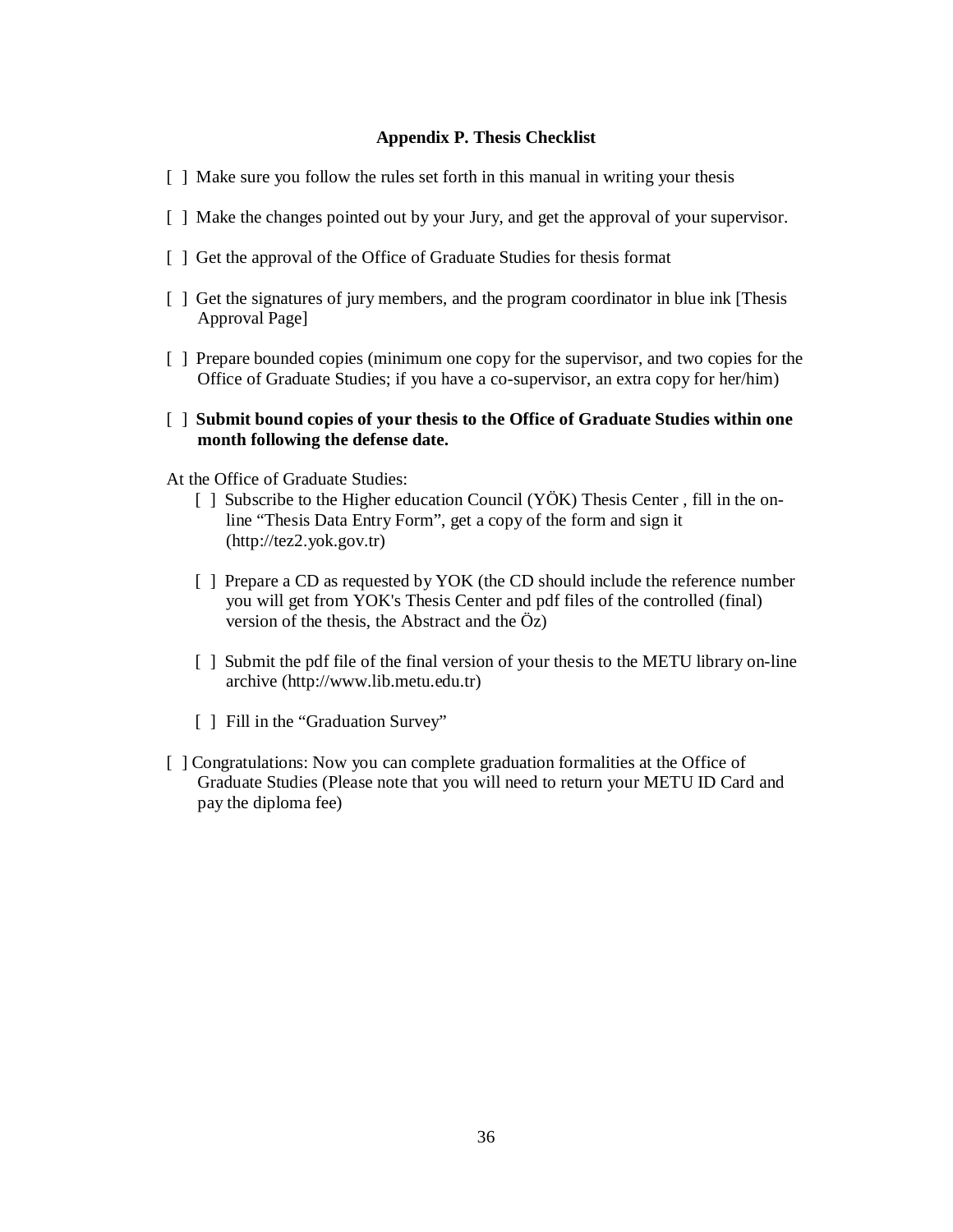### Appendix P. Thesis Checklist

[ ] Make sure you follow the rules set forth in this manual in writing your thesis

[ ] Make the changes pointed out by your Jury, and get the approval of your supervisor.

[ ] Get the approval of the Office of Graduate Studies for thesis format

[ ] Get the signatures of jury members, and the program coordinator in blue ink [Thesis Approval Page]

[ ] Prepare bounded copies (minimum one copy for the supervisor, and two copies for the Office of Graduate Studies; if you have a co-supervisor, an extra copy for her/him)

[ ] **Submit bound copies of your thesis to the Office of Graduate Studies within one month following the defense date.**

At the Office of Graduate Studies:

- [ ] Subscribe to the Higher education Council (YÖK) Thesis Center , fill in the on-line "Thesis Data Entry Form", get a copy of the form and sign it (http://tez2.yok.gov.tr)

- [ ] Prepare a CD as requested by YOK (the CD should include the reference number you will get from YOK's Thesis Center and pdf files of the controlled (final) version of the thesis, the Abstract and the Öz)

- [ ] Submit the pdf file of the final version of your thesis to the METU library on-line archive (http://www.lib.metu.edu.tr)

- [ ] Fill in the "Graduation Survey"

[ ] Congratulations: Now you can complete graduation formalities at the Office of Graduate Studies (Please note that you will need to return your METU ID Card and pay the diploma fee)